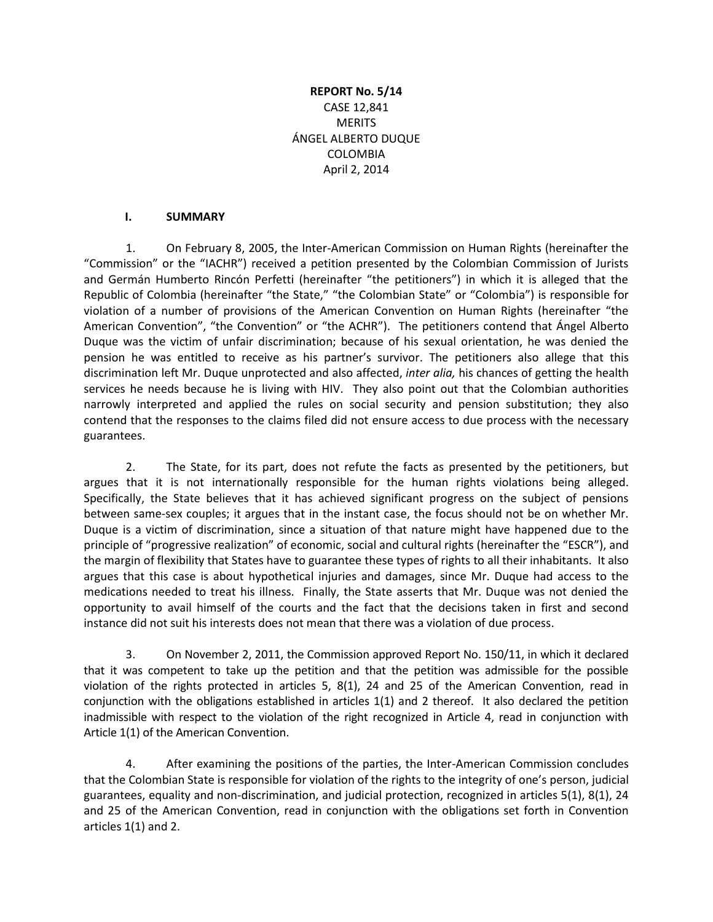**REPORT No. 5/14**
CASE 12,841
MERITS
ÁNGEL ALBERTO DUQUE
COLOMBIA
April 2, 2014

## I. SUMMARY

1. On February 8, 2005, the Inter-American Commission on Human Rights (hereinafter the "Commission" or the "IACHR") received a petition presented by the Colombian Commission of Jurists and Germán Humberto Rincón Perfetti (hereinafter "the petitioners") in which it is alleged that the Republic of Colombia (hereinafter "the State," "the Colombian State" or "Colombia") is responsible for violation of a number of provisions of the American Convention on Human Rights (hereinafter "the American Convention", "the Convention" or "the ACHR"). The petitioners contend that Ángel Alberto Duque was the victim of unfair discrimination; because of his sexual orientation, he was denied the pension he was entitled to receive as his partner's survivor. The petitioners also allege that this discrimination left Mr. Duque unprotected and also affected, *inter alia,* his chances of getting the health services he needs because he is living with HIV. They also point out that the Colombian authorities narrowly interpreted and applied the rules on social security and pension substitution; they also contend that the responses to the claims filed did not ensure access to due process with the necessary guarantees.

2. The State, for its part, does not refute the facts as presented by the petitioners, but argues that it is not internationally responsible for the human rights violations being alleged. Specifically, the State believes that it has achieved significant progress on the subject of pensions between same-sex couples; it argues that in the instant case, the focus should not be on whether Mr. Duque is a victim of discrimination, since a situation of that nature might have happened due to the principle of "progressive realization" of economic, social and cultural rights (hereinafter the "ESCR"), and the margin of flexibility that States have to guarantee these types of rights to all their inhabitants. It also argues that this case is about hypothetical injuries and damages, since Mr. Duque had access to the medications needed to treat his illness. Finally, the State asserts that Mr. Duque was not denied the opportunity to avail himself of the courts and the fact that the decisions taken in first and second instance did not suit his interests does not mean that there was a violation of due process.

3. On November 2, 2011, the Commission approved Report No. 150/11, in which it declared that it was competent to take up the petition and that the petition was admissible for the possible violation of the rights protected in articles 5, 8(1), 24 and 25 of the American Convention, read in conjunction with the obligations established in articles 1(1) and 2 thereof. It also declared the petition inadmissible with respect to the violation of the right recognized in Article 4, read in conjunction with Article 1(1) of the American Convention.

4. After examining the positions of the parties, the Inter-American Commission concludes that the Colombian State is responsible for violation of the rights to the integrity of one's person, judicial guarantees, equality and non-discrimination, and judicial protection, recognized in articles 5(1), 8(1), 24 and 25 of the American Convention, read in conjunction with the obligations set forth in Convention articles 1(1) and 2.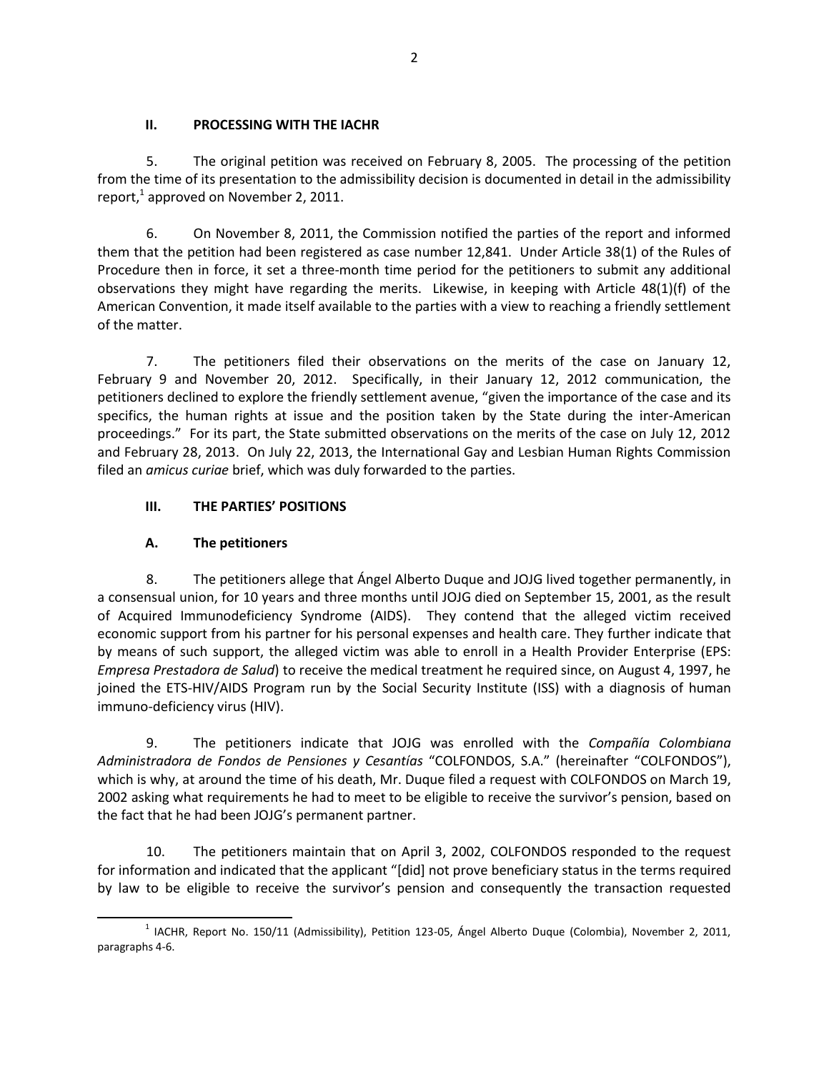## II. PROCESSING WITH THE IACHR

5. The original petition was received on February 8, 2005. The processing of the petition from the time of its presentation to the admissibility decision is documented in detail in the admissibility report,[1] approved on November 2, 2011.

6. On November 8, 2011, the Commission notified the parties of the report and informed them that the petition had been registered as case number 12,841. Under Article 38(1) of the Rules of Procedure then in force, it set a three-month time period for the petitioners to submit any additional observations they might have regarding the merits. Likewise, in keeping with Article 48(1)(f) of the American Convention, it made itself available to the parties with a view to reaching a friendly settlement of the matter.

7. The petitioners filed their observations on the merits of the case on January 12, February 9 and November 20, 2012. Specifically, in their January 12, 2012 communication, the petitioners declined to explore the friendly settlement avenue, "given the importance of the case and its specifics, the human rights at issue and the position taken by the State during the inter-American proceedings." For its part, the State submitted observations on the merits of the case on July 12, 2012 and February 28, 2013. On July 22, 2013, the International Gay and Lesbian Human Rights Commission filed an *amicus curiae* brief, which was duly forwarded to the parties.

## III. THE PARTIES' POSITIONS

### A. The petitioners

8. The petitioners allege that Ángel Alberto Duque and JOJG lived together permanently, in a consensual union, for 10 years and three months until JOJG died on September 15, 2001, as the result of Acquired Immunodeficiency Syndrome (AIDS). They contend that the alleged victim received economic support from his partner for his personal expenses and health care. They further indicate that by means of such support, the alleged victim was able to enroll in a Health Provider Enterprise (EPS: *Empresa Prestadora de Salud*) to receive the medical treatment he required since, on August 4, 1997, he joined the ETS-HIV/AIDS Program run by the Social Security Institute (ISS) with a diagnosis of human immuno-deficiency virus (HIV).

9. The petitioners indicate that JOJG was enrolled with the *Compañía Colombiana Administradora de Fondos de Pensiones y Cesantías* "COLFONDOS, S.A." (hereinafter "COLFONDOS"), which is why, at around the time of his death, Mr. Duque filed a request with COLFONDOS on March 19, 2002 asking what requirements he had to meet to be eligible to receive the survivor's pension, based on the fact that he had been JOJG's permanent partner.

10. The petitioners maintain that on April 3, 2002, COLFONDOS responded to the request for information and indicated that the applicant "[did] not prove beneficiary status in the terms required by law to be eligible to receive the survivor's pension and consequently the transaction requested

[1] IACHR, Report No. 150/11 (Admissibility), Petition 123-05, Ángel Alberto Duque (Colombia), November 2, 2011, paragraphs 4-6.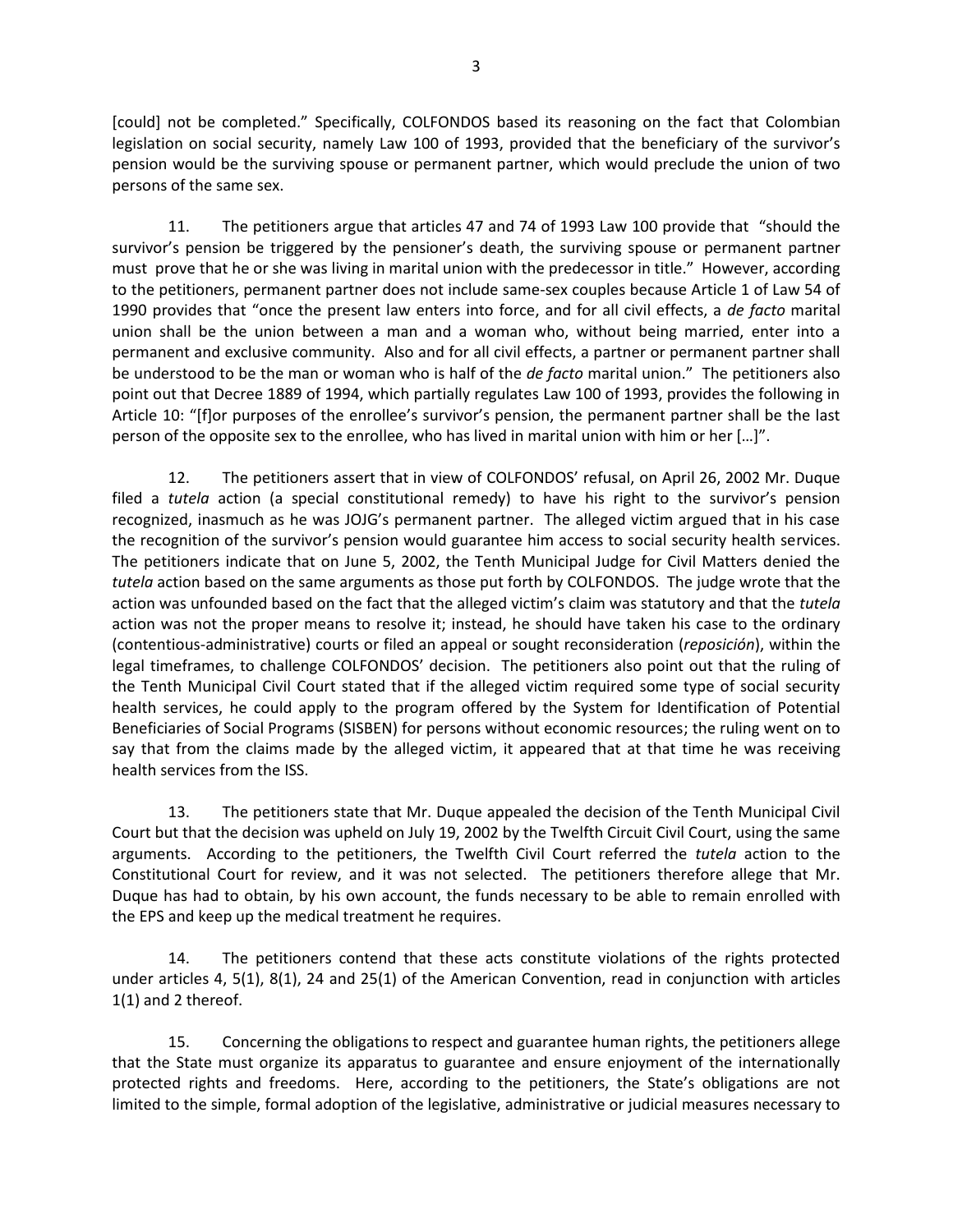[could] not be completed." Specifically, COLFONDOS based its reasoning on the fact that Colombian legislation on social security, namely Law 100 of 1993, provided that the beneficiary of the survivor's pension would be the surviving spouse or permanent partner, which would preclude the union of two persons of the same sex.

11. The petitioners argue that articles 47 and 74 of 1993 Law 100 provide that "should the survivor's pension be triggered by the pensioner's death, the surviving spouse or permanent partner must prove that he or she was living in marital union with the predecessor in title." However, according to the petitioners, permanent partner does not include same-sex couples because Article 1 of Law 54 of 1990 provides that "once the present law enters into force, and for all civil effects, a *de facto* marital union shall be the union between a man and a woman who, without being married, enter into a permanent and exclusive community. Also and for all civil effects, a partner or permanent partner shall be understood to be the man or woman who is half of the *de facto* marital union." The petitioners also point out that Decree 1889 of 1994, which partially regulates Law 100 of 1993, provides the following in Article 10: "[f]or purposes of the enrollee's survivor's pension, the permanent partner shall be the last person of the opposite sex to the enrollee, who has lived in marital union with him or her […]".

12. The petitioners assert that in view of COLFONDOS' refusal, on April 26, 2002 Mr. Duque filed a *tutela* action (a special constitutional remedy) to have his right to the survivor's pension recognized, inasmuch as he was JOJG's permanent partner. The alleged victim argued that in his case the recognition of the survivor's pension would guarantee him access to social security health services. The petitioners indicate that on June 5, 2002, the Tenth Municipal Judge for Civil Matters denied the *tutela* action based on the same arguments as those put forth by COLFONDOS. The judge wrote that the action was unfounded based on the fact that the alleged victim's claim was statutory and that the *tutela* action was not the proper means to resolve it; instead, he should have taken his case to the ordinary (contentious-administrative) courts or filed an appeal or sought reconsideration (*reposición*), within the legal timeframes, to challenge COLFONDOS' decision. The petitioners also point out that the ruling of the Tenth Municipal Civil Court stated that if the alleged victim required some type of social security health services, he could apply to the program offered by the System for Identification of Potential Beneficiaries of Social Programs (SISBEN) for persons without economic resources; the ruling went on to say that from the claims made by the alleged victim, it appeared that at that time he was receiving health services from the ISS.

13. The petitioners state that Mr. Duque appealed the decision of the Tenth Municipal Civil Court but that the decision was upheld on July 19, 2002 by the Twelfth Circuit Civil Court, using the same arguments. According to the petitioners, the Twelfth Civil Court referred the *tutela* action to the Constitutional Court for review, and it was not selected. The petitioners therefore allege that Mr. Duque has had to obtain, by his own account, the funds necessary to be able to remain enrolled with the EPS and keep up the medical treatment he requires.

14. The petitioners contend that these acts constitute violations of the rights protected under articles 4, 5(1), 8(1), 24 and 25(1) of the American Convention, read in conjunction with articles 1(1) and 2 thereof.

15. Concerning the obligations to respect and guarantee human rights, the petitioners allege that the State must organize its apparatus to guarantee and ensure enjoyment of the internationally protected rights and freedoms. Here, according to the petitioners, the State's obligations are not limited to the simple, formal adoption of the legislative, administrative or judicial measures necessary to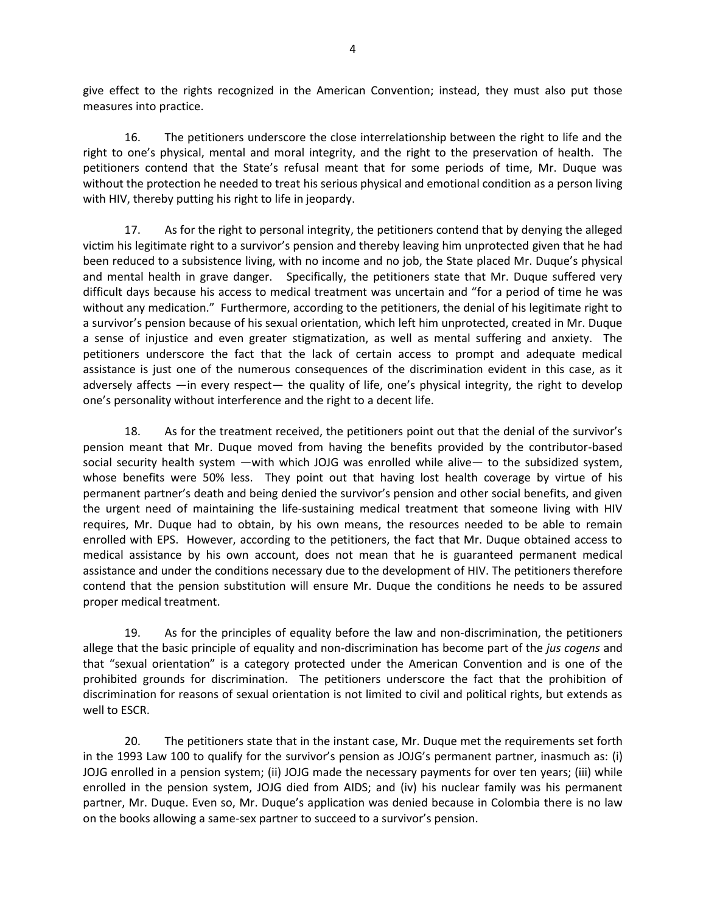give effect to the rights recognized in the American Convention; instead, they must also put those measures into practice.

16. The petitioners underscore the close interrelationship between the right to life and the right to one's physical, mental and moral integrity, and the right to the preservation of health. The petitioners contend that the State's refusal meant that for some periods of time, Mr. Duque was without the protection he needed to treat his serious physical and emotional condition as a person living with HIV, thereby putting his right to life in jeopardy.

17. As for the right to personal integrity, the petitioners contend that by denying the alleged victim his legitimate right to a survivor's pension and thereby leaving him unprotected given that he had been reduced to a subsistence living, with no income and no job, the State placed Mr. Duque's physical and mental health in grave danger. Specifically, the petitioners state that Mr. Duque suffered very difficult days because his access to medical treatment was uncertain and "for a period of time he was without any medication." Furthermore, according to the petitioners, the denial of his legitimate right to a survivor's pension because of his sexual orientation, which left him unprotected, created in Mr. Duque a sense of injustice and even greater stigmatization, as well as mental suffering and anxiety. The petitioners underscore the fact that the lack of certain access to prompt and adequate medical assistance is just one of the numerous consequences of the discrimination evident in this case, as it adversely affects —in every respect— the quality of life, one's physical integrity, the right to develop one's personality without interference and the right to a decent life.

18. As for the treatment received, the petitioners point out that the denial of the survivor's pension meant that Mr. Duque moved from having the benefits provided by the contributor-based social security health system —with which JOJG was enrolled while alive— to the subsidized system, whose benefits were 50% less. They point out that having lost health coverage by virtue of his permanent partner's death and being denied the survivor's pension and other social benefits, and given the urgent need of maintaining the life-sustaining medical treatment that someone living with HIV requires, Mr. Duque had to obtain, by his own means, the resources needed to be able to remain enrolled with EPS. However, according to the petitioners, the fact that Mr. Duque obtained access to medical assistance by his own account, does not mean that he is guaranteed permanent medical assistance and under the conditions necessary due to the development of HIV. The petitioners therefore contend that the pension substitution will ensure Mr. Duque the conditions he needs to be assured proper medical treatment.

19. As for the principles of equality before the law and non-discrimination, the petitioners allege that the basic principle of equality and non-discrimination has become part of the *jus cogens* and that "sexual orientation" is a category protected under the American Convention and is one of the prohibited grounds for discrimination. The petitioners underscore the fact that the prohibition of discrimination for reasons of sexual orientation is not limited to civil and political rights, but extends as well to ESCR.

20. The petitioners state that in the instant case, Mr. Duque met the requirements set forth in the 1993 Law 100 to qualify for the survivor's pension as JOJG's permanent partner, inasmuch as: (i) JOJG enrolled in a pension system; (ii) JOJG made the necessary payments for over ten years; (iii) while enrolled in the pension system, JOJG died from AIDS; and (iv) his nuclear family was his permanent partner, Mr. Duque. Even so, Mr. Duque's application was denied because in Colombia there is no law on the books allowing a same-sex partner to succeed to a survivor's pension.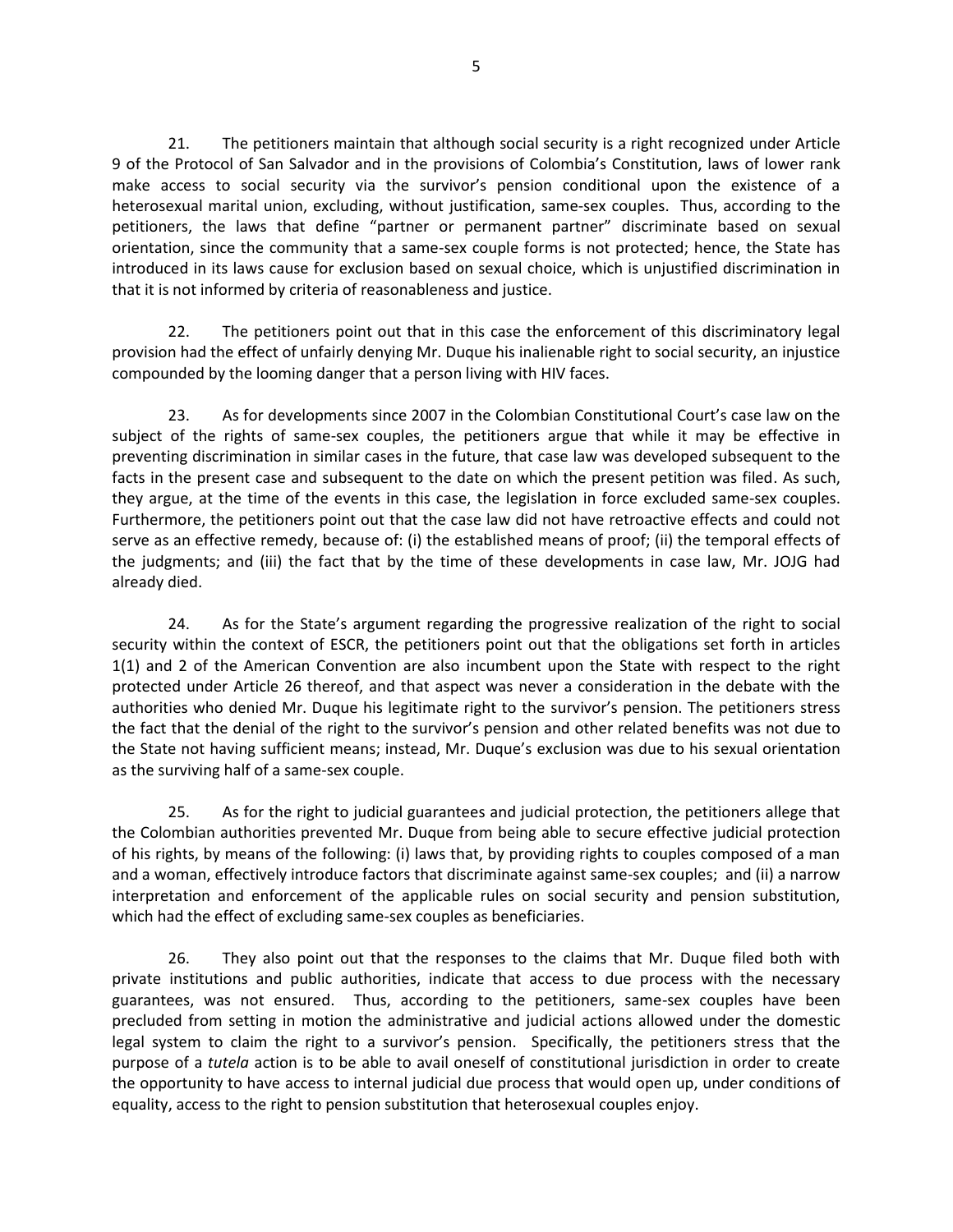21. The petitioners maintain that although social security is a right recognized under Article 9 of the Protocol of San Salvador and in the provisions of Colombia's Constitution, laws of lower rank make access to social security via the survivor's pension conditional upon the existence of a heterosexual marital union, excluding, without justification, same-sex couples. Thus, according to the petitioners, the laws that define "partner or permanent partner" discriminate based on sexual orientation, since the community that a same-sex couple forms is not protected; hence, the State has introduced in its laws cause for exclusion based on sexual choice, which is unjustified discrimination in that it is not informed by criteria of reasonableness and justice.

22. The petitioners point out that in this case the enforcement of this discriminatory legal provision had the effect of unfairly denying Mr. Duque his inalienable right to social security, an injustice compounded by the looming danger that a person living with HIV faces.

23. As for developments since 2007 in the Colombian Constitutional Court's case law on the subject of the rights of same-sex couples, the petitioners argue that while it may be effective in preventing discrimination in similar cases in the future, that case law was developed subsequent to the facts in the present case and subsequent to the date on which the present petition was filed. As such, they argue, at the time of the events in this case, the legislation in force excluded same-sex couples. Furthermore, the petitioners point out that the case law did not have retroactive effects and could not serve as an effective remedy, because of: (i) the established means of proof; (ii) the temporal effects of the judgments; and (iii) the fact that by the time of these developments in case law, Mr. JOJG had already died.

24. As for the State's argument regarding the progressive realization of the right to social security within the context of ESCR, the petitioners point out that the obligations set forth in articles 1(1) and 2 of the American Convention are also incumbent upon the State with respect to the right protected under Article 26 thereof, and that aspect was never a consideration in the debate with the authorities who denied Mr. Duque his legitimate right to the survivor's pension. The petitioners stress the fact that the denial of the right to the survivor's pension and other related benefits was not due to the State not having sufficient means; instead, Mr. Duque's exclusion was due to his sexual orientation as the surviving half of a same-sex couple.

25. As for the right to judicial guarantees and judicial protection, the petitioners allege that the Colombian authorities prevented Mr. Duque from being able to secure effective judicial protection of his rights, by means of the following: (i) laws that, by providing rights to couples composed of a man and a woman, effectively introduce factors that discriminate against same-sex couples; and (ii) a narrow interpretation and enforcement of the applicable rules on social security and pension substitution, which had the effect of excluding same-sex couples as beneficiaries.

26. They also point out that the responses to the claims that Mr. Duque filed both with private institutions and public authorities, indicate that access to due process with the necessary guarantees, was not ensured. Thus, according to the petitioners, same-sex couples have been precluded from setting in motion the administrative and judicial actions allowed under the domestic legal system to claim the right to a survivor's pension. Specifically, the petitioners stress that the purpose of a *tutela* action is to be able to avail oneself of constitutional jurisdiction in order to create the opportunity to have access to internal judicial due process that would open up, under conditions of equality, access to the right to pension substitution that heterosexual couples enjoy.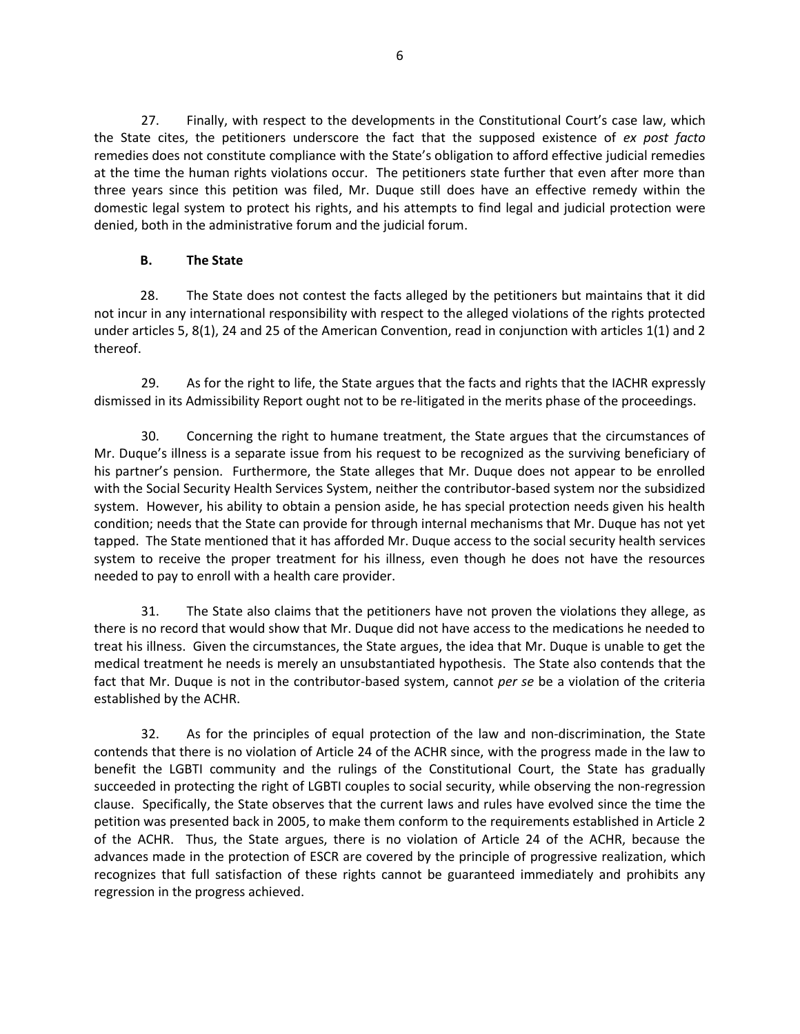27. Finally, with respect to the developments in the Constitutional Court's case law, which the State cites, the petitioners underscore the fact that the supposed existence of *ex post facto* remedies does not constitute compliance with the State's obligation to afford effective judicial remedies at the time the human rights violations occur. The petitioners state further that even after more than three years since this petition was filed, Mr. Duque still does have an effective remedy within the domestic legal system to protect his rights, and his attempts to find legal and judicial protection were denied, both in the administrative forum and the judicial forum.

### B. The State

28. The State does not contest the facts alleged by the petitioners but maintains that it did not incur in any international responsibility with respect to the alleged violations of the rights protected under articles 5, 8(1), 24 and 25 of the American Convention, read in conjunction with articles 1(1) and 2 thereof.

29. As for the right to life, the State argues that the facts and rights that the IACHR expressly dismissed in its Admissibility Report ought not to be re-litigated in the merits phase of the proceedings.

30. Concerning the right to humane treatment, the State argues that the circumstances of Mr. Duque's illness is a separate issue from his request to be recognized as the surviving beneficiary of his partner's pension. Furthermore, the State alleges that Mr. Duque does not appear to be enrolled with the Social Security Health Services System, neither the contributor-based system nor the subsidized system. However, his ability to obtain a pension aside, he has special protection needs given his health condition; needs that the State can provide for through internal mechanisms that Mr. Duque has not yet tapped. The State mentioned that it has afforded Mr. Duque access to the social security health services system to receive the proper treatment for his illness, even though he does not have the resources needed to pay to enroll with a health care provider.

31. The State also claims that the petitioners have not proven the violations they allege, as there is no record that would show that Mr. Duque did not have access to the medications he needed to treat his illness. Given the circumstances, the State argues, the idea that Mr. Duque is unable to get the medical treatment he needs is merely an unsubstantiated hypothesis. The State also contends that the fact that Mr. Duque is not in the contributor-based system, cannot *per se* be a violation of the criteria established by the ACHR.

32. As for the principles of equal protection of the law and non-discrimination, the State contends that there is no violation of Article 24 of the ACHR since, with the progress made in the law to benefit the LGBTI community and the rulings of the Constitutional Court, the State has gradually succeeded in protecting the right of LGBTI couples to social security, while observing the non-regression clause. Specifically, the State observes that the current laws and rules have evolved since the time the petition was presented back in 2005, to make them conform to the requirements established in Article 2 of the ACHR. Thus, the State argues, there is no violation of Article 24 of the ACHR, because the advances made in the protection of ESCR are covered by the principle of progressive realization, which recognizes that full satisfaction of these rights cannot be guaranteed immediately and prohibits any regression in the progress achieved.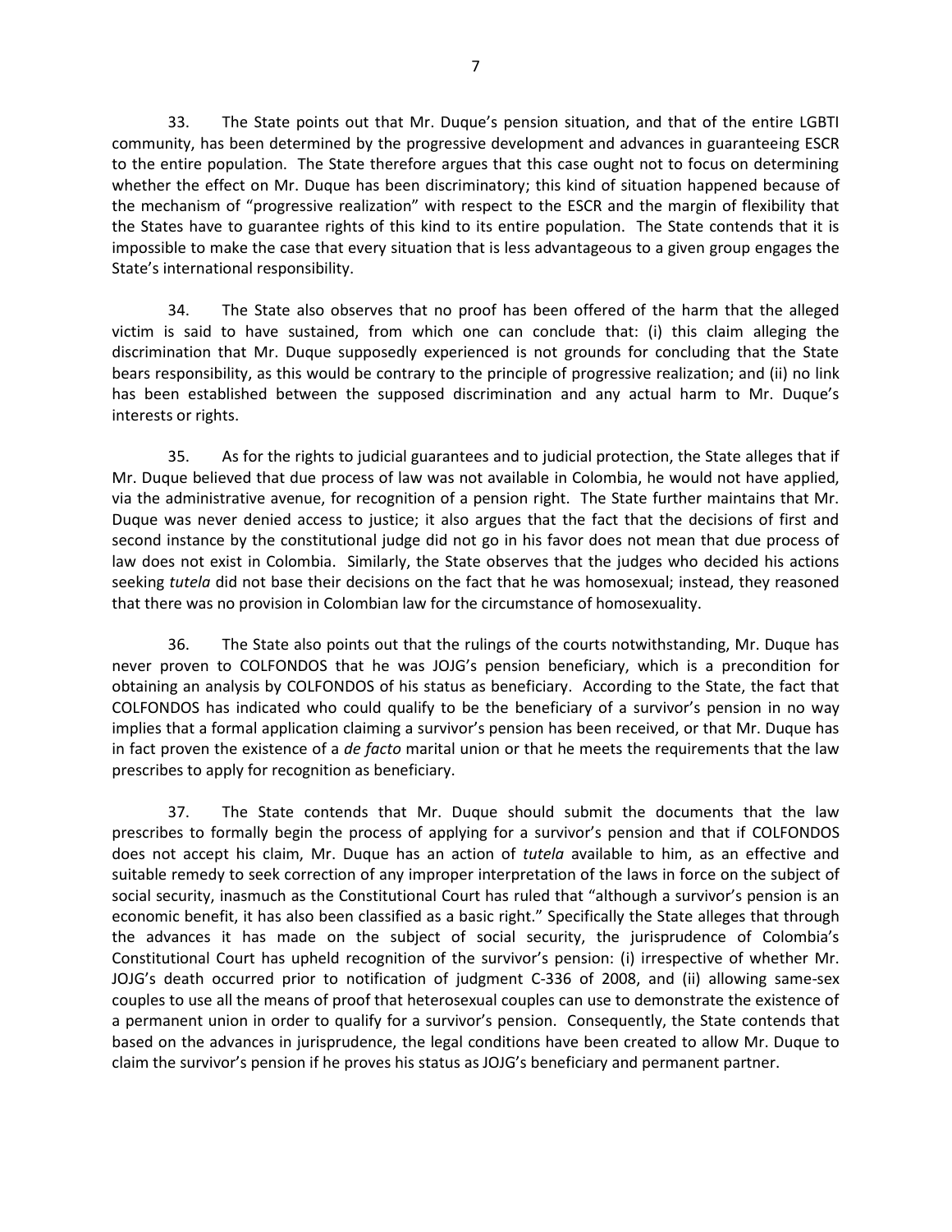33. The State points out that Mr. Duque's pension situation, and that of the entire LGBTI community, has been determined by the progressive development and advances in guaranteeing ESCR to the entire population. The State therefore argues that this case ought not to focus on determining whether the effect on Mr. Duque has been discriminatory; this kind of situation happened because of the mechanism of "progressive realization" with respect to the ESCR and the margin of flexibility that the States have to guarantee rights of this kind to its entire population. The State contends that it is impossible to make the case that every situation that is less advantageous to a given group engages the State's international responsibility.

34. The State also observes that no proof has been offered of the harm that the alleged victim is said to have sustained, from which one can conclude that: (i) this claim alleging the discrimination that Mr. Duque supposedly experienced is not grounds for concluding that the State bears responsibility, as this would be contrary to the principle of progressive realization; and (ii) no link has been established between the supposed discrimination and any actual harm to Mr. Duque's interests or rights.

35. As for the rights to judicial guarantees and to judicial protection, the State alleges that if Mr. Duque believed that due process of law was not available in Colombia, he would not have applied, via the administrative avenue, for recognition of a pension right. The State further maintains that Mr. Duque was never denied access to justice; it also argues that the fact that the decisions of first and second instance by the constitutional judge did not go in his favor does not mean that due process of law does not exist in Colombia. Similarly, the State observes that the judges who decided his actions seeking *tutela* did not base their decisions on the fact that he was homosexual; instead, they reasoned that there was no provision in Colombian law for the circumstance of homosexuality.

36. The State also points out that the rulings of the courts notwithstanding, Mr. Duque has never proven to COLFONDOS that he was JOJG's pension beneficiary, which is a precondition for obtaining an analysis by COLFONDOS of his status as beneficiary. According to the State, the fact that COLFONDOS has indicated who could qualify to be the beneficiary of a survivor's pension in no way implies that a formal application claiming a survivor's pension has been received, or that Mr. Duque has in fact proven the existence of a *de facto* marital union or that he meets the requirements that the law prescribes to apply for recognition as beneficiary.

37. The State contends that Mr. Duque should submit the documents that the law prescribes to formally begin the process of applying for a survivor's pension and that if COLFONDOS does not accept his claim, Mr. Duque has an action of *tutela* available to him, as an effective and suitable remedy to seek correction of any improper interpretation of the laws in force on the subject of social security, inasmuch as the Constitutional Court has ruled that "although a survivor's pension is an economic benefit, it has also been classified as a basic right." Specifically the State alleges that through the advances it has made on the subject of social security, the jurisprudence of Colombia's Constitutional Court has upheld recognition of the survivor's pension: (i) irrespective of whether Mr. JOJG's death occurred prior to notification of judgment C-336 of 2008, and (ii) allowing same-sex couples to use all the means of proof that heterosexual couples can use to demonstrate the existence of a permanent union in order to qualify for a survivor's pension. Consequently, the State contends that based on the advances in jurisprudence, the legal conditions have been created to allow Mr. Duque to claim the survivor's pension if he proves his status as JOJG's beneficiary and permanent partner.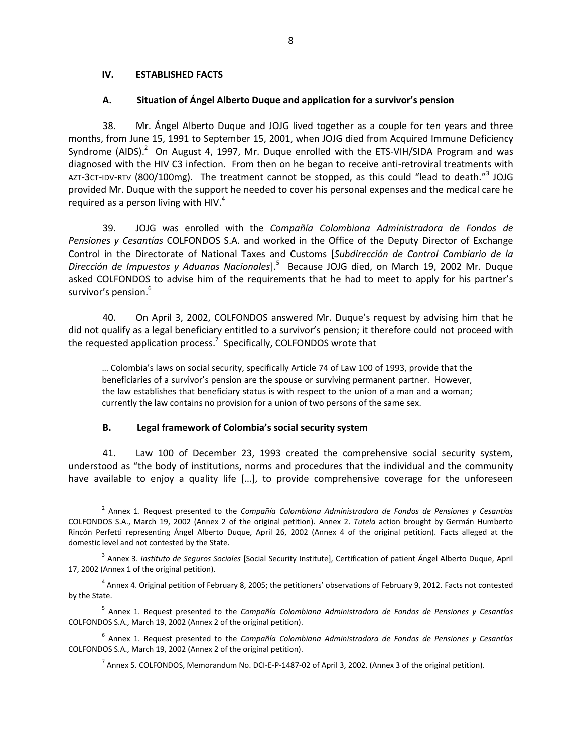## IV. ESTABLISHED FACTS

### A. Situation of Ángel Alberto Duque and application for a survivor's pension

38. Mr. Ángel Alberto Duque and JOJG lived together as a couple for ten years and three months, from June 15, 1991 to September 15, 2001, when JOJG died from Acquired Immune Deficiency Syndrome (AIDS).[2] On August 4, 1997, Mr. Duque enrolled with the ETS-VIH/SIDA Program and was diagnosed with the HIV C3 infection. From then on he began to receive anti-retroviral treatments with AZT-3CT-IDV-RTV (800/100mg). The treatment cannot be stopped, as this could "lead to death."[3] JOJG provided Mr. Duque with the support he needed to cover his personal expenses and the medical care he required as a person living with HIV.[4]

39. JOJG was enrolled with the *Compañía Colombiana Administradora de Fondos de Pensiones y Cesantías* COLFONDOS S.A. and worked in the Office of the Deputy Director of Exchange Control in the Directorate of National Taxes and Customs [*Subdirección de Control Cambiario de la Dirección de Impuestos y Aduanas Nacionales*].[5] Because JOJG died, on March 19, 2002 Mr. Duque asked COLFONDOS to advise him of the requirements that he had to meet to apply for his partner's survivor's pension.[6]

40. On April 3, 2002, COLFONDOS answered Mr. Duque's request by advising him that he did not qualify as a legal beneficiary entitled to a survivor's pension; it therefore could not proceed with the requested application process.[7] Specifically, COLFONDOS wrote that

> … Colombia's laws on social security, specifically Article 74 of Law 100 of 1993, provide that the beneficiaries of a survivor's pension are the spouse or surviving permanent partner. However, the law establishes that beneficiary status is with respect to the union of a man and a woman; currently the law contains no provision for a union of two persons of the same sex.

### B. Legal framework of Colombia's social security system

41. Law 100 of December 23, 1993 created the comprehensive social security system, understood as "the body of institutions, norms and procedures that the individual and the community have available to enjoy a quality life […], to provide comprehensive coverage for the unforeseen

---

[2] Annex 1. Request presented to the *Compañía Colombiana Administradora de Fondos de Pensiones y Cesantías* COLFONDOS S.A., March 19, 2002 (Annex 2 of the original petition). Annex 2. *Tutela* action brought by Germán Humberto Rincón Perfetti representing Ángel Alberto Duque, April 26, 2002 (Annex 4 of the original petition). Facts alleged at the domestic level and not contested by the State.

[3] Annex 3. *Instituto de Seguros Sociales* [Social Security Institute], Certification of patient Ángel Alberto Duque, April 17, 2002 (Annex 1 of the original petition).

[4] Annex 4. Original petition of February 8, 2005; the petitioners' observations of February 9, 2012. Facts not contested by the State.

[5] Annex 1. Request presented to the *Compañía Colombiana Administradora de Fondos de Pensiones y Cesantías* COLFONDOS S.A., March 19, 2002 (Annex 2 of the original petition).

[6] Annex 1. Request presented to the *Compañía Colombiana Administradora de Fondos de Pensiones y Cesantías* COLFONDOS S.A., March 19, 2002 (Annex 2 of the original petition).

[7] Annex 5. COLFONDOS, Memorandum No. DCI-E-P-1487-02 of April 3, 2002. (Annex 3 of the original petition).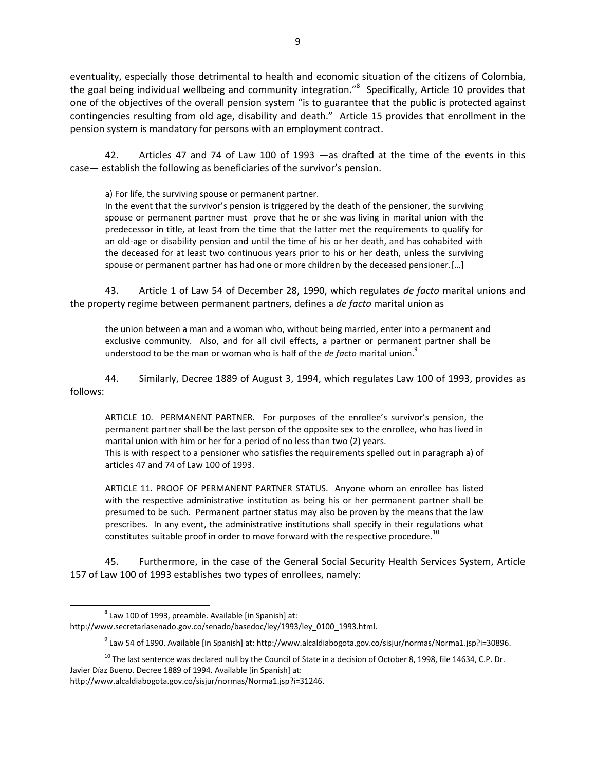eventuality, especially those detrimental to health and economic situation of the citizens of Colombia, the goal being individual wellbeing and community integration."[8] Specifically, Article 10 provides that one of the objectives of the overall pension system "is to guarantee that the public is protected against contingencies resulting from old age, disability and death." Article 15 provides that enrollment in the pension system is mandatory for persons with an employment contract.

42. Articles 47 and 74 of Law 100 of 1993 —as drafted at the time of the events in this case— establish the following as beneficiaries of the survivor's pension.

> a) For life, the surviving spouse or permanent partner.
> In the event that the survivor's pension is triggered by the death of the pensioner, the surviving spouse or permanent partner must prove that he or she was living in marital union with the predecessor in title, at least from the time that the latter met the requirements to qualify for an old-age or disability pension and until the time of his or her death, and has cohabited with the deceased for at least two continuous years prior to his or her death, unless the surviving spouse or permanent partner has had one or more children by the deceased pensioner.[…]

43. Article 1 of Law 54 of December 28, 1990, which regulates *de facto* marital unions and the property regime between permanent partners, defines a *de facto* marital union as

> the union between a man and a woman who, without being married, enter into a permanent and exclusive community. Also, and for all civil effects, a partner or permanent partner shall be understood to be the man or woman who is half of the *de facto* marital union.[9]

44. Similarly, Decree 1889 of August 3, 1994, which regulates Law 100 of 1993, provides as follows:

> ARTICLE 10. PERMANENT PARTNER. For purposes of the enrollee's survivor's pension, the permanent partner shall be the last person of the opposite sex to the enrollee, who has lived in marital union with him or her for a period of no less than two (2) years.
> This is with respect to a pensioner who satisfies the requirements spelled out in paragraph a) of articles 47 and 74 of Law 100 of 1993.
>
> ARTICLE 11. PROOF OF PERMANENT PARTNER STATUS. Anyone whom an enrollee has listed with the respective administrative institution as being his or her permanent partner shall be presumed to be such. Permanent partner status may also be proven by the means that the law prescribes. In any event, the administrative institutions shall specify in their regulations what constitutes suitable proof in order to move forward with the respective procedure.[10]

45. Furthermore, in the case of the General Social Security Health Services System, Article 157 of Law 100 of 1993 establishes two types of enrollees, namely:

---

[8] Law 100 of 1993, preamble. Available [in Spanish] at: http://www.secretariasenado.gov.co/senado/basedoc/ley/1993/ley_0100_1993.html.

[9] Law 54 of 1990. Available [in Spanish] at: http://www.alcaldiabogota.gov.co/sisjur/normas/Norma1.jsp?i=30896.

[10] The last sentence was declared null by the Council of State in a decision of October 8, 1998, file 14634, C.P. Dr. Javier Díaz Bueno. Decree 1889 of 1994. Available [in Spanish] at: http://www.alcaldiabogota.gov.co/sisjur/normas/Norma1.jsp?i=31246.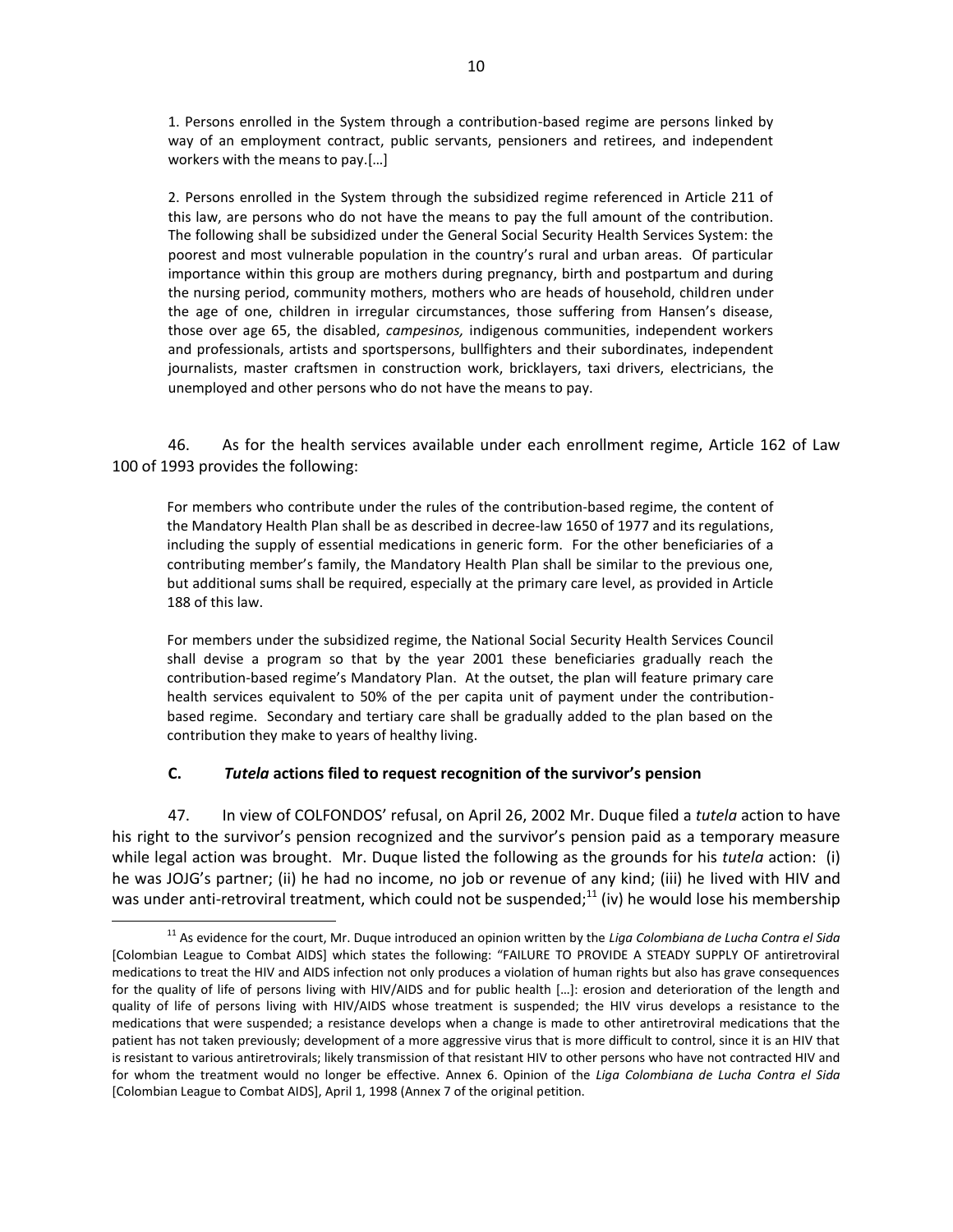> 1. Persons enrolled in the System through a contribution-based regime are persons linked by way of an employment contract, public servants, pensioners and retirees, and independent workers with the means to pay.[…]
>
> 2. Persons enrolled in the System through the subsidized regime referenced in Article 211 of this law, are persons who do not have the means to pay the full amount of the contribution. The following shall be subsidized under the General Social Security Health Services System: the poorest and most vulnerable population in the country's rural and urban areas. Of particular importance within this group are mothers during pregnancy, birth and postpartum and during the nursing period, community mothers, mothers who are heads of household, children under the age of one, children in irregular circumstances, those suffering from Hansen's disease, those over age 65, the disabled, *campesinos,* indigenous communities, independent workers and professionals, artists and sportspersons, bullfighters and their subordinates, independent journalists, master craftsmen in construction work, bricklayers, taxi drivers, electricians, the unemployed and other persons who do not have the means to pay.

46. As for the health services available under each enrollment regime, Article 162 of Law 100 of 1993 provides the following:

> For members who contribute under the rules of the contribution-based regime, the content of the Mandatory Health Plan shall be as described in decree-law 1650 of 1977 and its regulations, including the supply of essential medications in generic form. For the other beneficiaries of a contributing member's family, the Mandatory Health Plan shall be similar to the previous one, but additional sums shall be required, especially at the primary care level, as provided in Article 188 of this law.
>
> For members under the subsidized regime, the National Social Security Health Services Council shall devise a program so that by the year 2001 these beneficiaries gradually reach the contribution-based regime's Mandatory Plan. At the outset, the plan will feature primary care health services equivalent to 50% of the per capita unit of payment under the contribution-based regime. Secondary and tertiary care shall be gradually added to the plan based on the contribution they make to years of healthy living.

### C. *Tutela* actions filed to request recognition of the survivor's pension

47. In view of COLFONDOS' refusal, on April 26, 2002 Mr. Duque filed a *tutela* action to have his right to the survivor's pension recognized and the survivor's pension paid as a temporary measure while legal action was brought. Mr. Duque listed the following as the grounds for his *tutela* action: (i) he was JOJG's partner; (ii) he had no income, no job or revenue of any kind; (iii) he lived with HIV and was under anti-retroviral treatment, which could not be suspended;[11] (iv) he would lose his membership

---

[11] As evidence for the court, Mr. Duque introduced an opinion written by the *Liga Colombiana de Lucha Contra el Sida* [Colombian League to Combat AIDS] which states the following: "FAILURE TO PROVIDE A STEADY SUPPLY OF antiretroviral medications to treat the HIV and AIDS infection not only produces a violation of human rights but also has grave consequences for the quality of life of persons living with HIV/AIDS and for public health […]: erosion and deterioration of the length and quality of life of persons living with HIV/AIDS whose treatment is suspended; the HIV virus develops a resistance to the medications that were suspended; a resistance develops when a change is made to other antiretroviral medications that the patient has not taken previously; development of a more aggressive virus that is more difficult to control, since it is an HIV that is resistant to various antiretrovirals; likely transmission of that resistant HIV to other persons who have not contracted HIV and for whom the treatment would no longer be effective. Annex 6. Opinion of the *Liga Colombiana de Lucha Contra el Sida* [Colombian League to Combat AIDS], April 1, 1998 (Annex 7 of the original petition.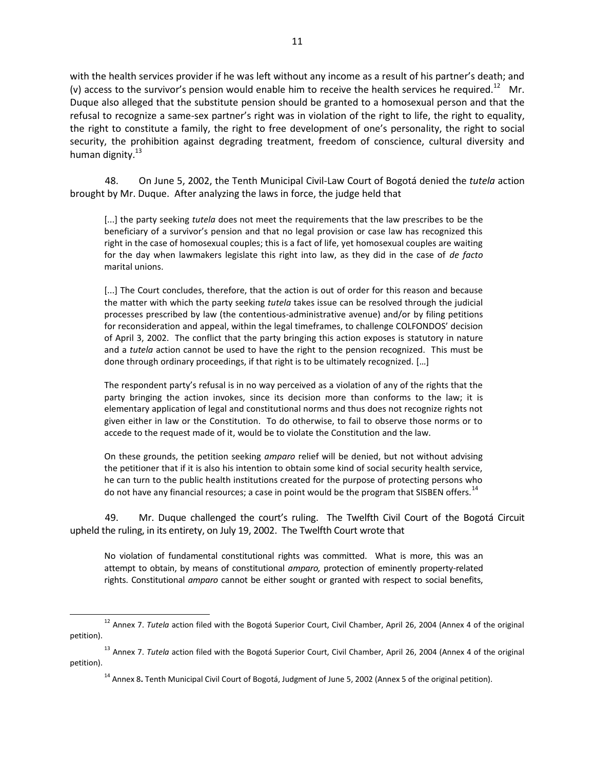with the health services provider if he was left without any income as a result of his partner's death; and (v) access to the survivor's pension would enable him to receive the health services he required.[12] Mr. Duque also alleged that the substitute pension should be granted to a homosexual person and that the refusal to recognize a same-sex partner's right was in violation of the right to life, the right to equality, the right to constitute a family, the right to free development of one's personality, the right to social security, the prohibition against degrading treatment, freedom of conscience, cultural diversity and human dignity.[13]

48. On June 5, 2002, the Tenth Municipal Civil-Law Court of Bogotá denied the *tutela* action brought by Mr. Duque. After analyzing the laws in force, the judge held that

> [...] the party seeking *tutela* does not meet the requirements that the law prescribes to be the beneficiary of a survivor's pension and that no legal provision or case law has recognized this right in the case of homosexual couples; this is a fact of life, yet homosexual couples are waiting for the day when lawmakers legislate this right into law, as they did in the case of *de facto* marital unions.
>
> [...] The Court concludes, therefore, that the action is out of order for this reason and because the matter with which the party seeking *tutela* takes issue can be resolved through the judicial processes prescribed by law (the contentious-administrative avenue) and/or by filing petitions for reconsideration and appeal, within the legal timeframes, to challenge COLFONDOS' decision of April 3, 2002. The conflict that the party bringing this action exposes is statutory in nature and a *tutela* action cannot be used to have the right to the pension recognized. This must be done through ordinary proceedings, if that right is to be ultimately recognized. […]
>
> The respondent party's refusal is in no way perceived as a violation of any of the rights that the party bringing the action invokes, since its decision more than conforms to the law; it is elementary application of legal and constitutional norms and thus does not recognize rights not given either in law or the Constitution. To do otherwise, to fail to observe those norms or to accede to the request made of it, would be to violate the Constitution and the law.
>
> On these grounds, the petition seeking *amparo* relief will be denied, but not without advising the petitioner that if it is also his intention to obtain some kind of social security health service, he can turn to the public health institutions created for the purpose of protecting persons who do not have any financial resources; a case in point would be the program that SISBEN offers.[14]

49. Mr. Duque challenged the court's ruling. The Twelfth Civil Court of the Bogotá Circuit upheld the ruling, in its entirety, on July 19, 2002. The Twelfth Court wrote that

> No violation of fundamental constitutional rights was committed. What is more, this was an attempt to obtain, by means of constitutional *amparo,* protection of eminently property-related rights. Constitutional *amparo* cannot be either sought or granted with respect to social benefits,

---

[12] Annex 7. *Tutela* action filed with the Bogotá Superior Court, Civil Chamber, April 26, 2004 (Annex 4 of the original petition).

[13] Annex 7. *Tutela* action filed with the Bogotá Superior Court, Civil Chamber, April 26, 2004 (Annex 4 of the original petition).

[14] Annex 8**.** Tenth Municipal Civil Court of Bogotá, Judgment of June 5, 2002 (Annex 5 of the original petition).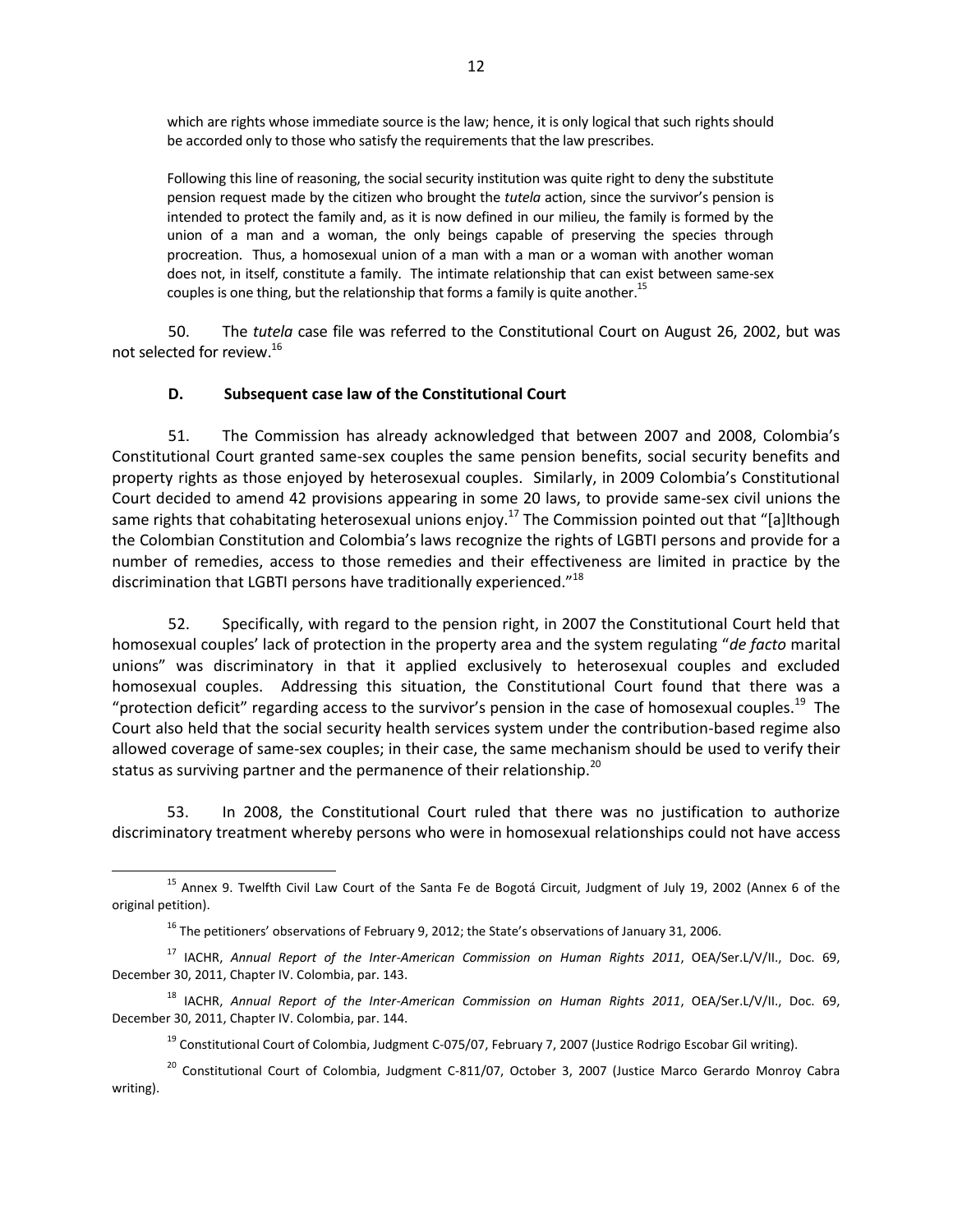> which are rights whose immediate source is the law; hence, it is only logical that such rights should be accorded only to those who satisfy the requirements that the law prescribes.
>
> Following this line of reasoning, the social security institution was quite right to deny the substitute pension request made by the citizen who brought the *tutela* action, since the survivor's pension is intended to protect the family and, as it is now defined in our milieu, the family is formed by the union of a man and a woman, the only beings capable of preserving the species through procreation. Thus, a homosexual union of a man with a man or a woman with another woman does not, in itself, constitute a family. The intimate relationship that can exist between same-sex couples is one thing, but the relationship that forms a family is quite another.[15]

50. The *tutela* case file was referred to the Constitutional Court on August 26, 2002, but was not selected for review.[16]

### D. Subsequent case law of the Constitutional Court

51. The Commission has already acknowledged that between 2007 and 2008, Colombia's Constitutional Court granted same-sex couples the same pension benefits, social security benefits and property rights as those enjoyed by heterosexual couples. Similarly, in 2009 Colombia's Constitutional Court decided to amend 42 provisions appearing in some 20 laws, to provide same-sex civil unions the same rights that cohabitating heterosexual unions enjoy.[17] The Commission pointed out that "[a]lthough the Colombian Constitution and Colombia's laws recognize the rights of LGBTI persons and provide for a number of remedies, access to those remedies and their effectiveness are limited in practice by the discrimination that LGBTI persons have traditionally experienced."[18]

52. Specifically, with regard to the pension right, in 2007 the Constitutional Court held that homosexual couples' lack of protection in the property area and the system regulating "*de facto* marital unions" was discriminatory in that it applied exclusively to heterosexual couples and excluded homosexual couples. Addressing this situation, the Constitutional Court found that there was a "protection deficit" regarding access to the survivor's pension in the case of homosexual couples.[19] The Court also held that the social security health services system under the contribution-based regime also allowed coverage of same-sex couples; in their case, the same mechanism should be used to verify their status as surviving partner and the permanence of their relationship.[20]

53. In 2008, the Constitutional Court ruled that there was no justification to authorize discriminatory treatment whereby persons who were in homosexual relationships could not have access

---

[15] Annex 9. Twelfth Civil Law Court of the Santa Fe de Bogotá Circuit, Judgment of July 19, 2002 (Annex 6 of the original petition).

[16] The petitioners' observations of February 9, 2012; the State's observations of January 31, 2006.

[17] IACHR, *Annual Report of the Inter-American Commission on Human Rights 2011*, OEA/Ser.L/V/II., Doc. 69, December 30, 2011, Chapter IV. Colombia, par. 143.

[18] IACHR, *Annual Report of the Inter-American Commission on Human Rights 2011*, OEA/Ser.L/V/II., Doc. 69, December 30, 2011, Chapter IV. Colombia, par. 144.

[19] Constitutional Court of Colombia, Judgment C-075/07, February 7, 2007 (Justice Rodrigo Escobar Gil writing).

[20] Constitutional Court of Colombia, Judgment C-811/07, October 3, 2007 (Justice Marco Gerardo Monroy Cabra writing).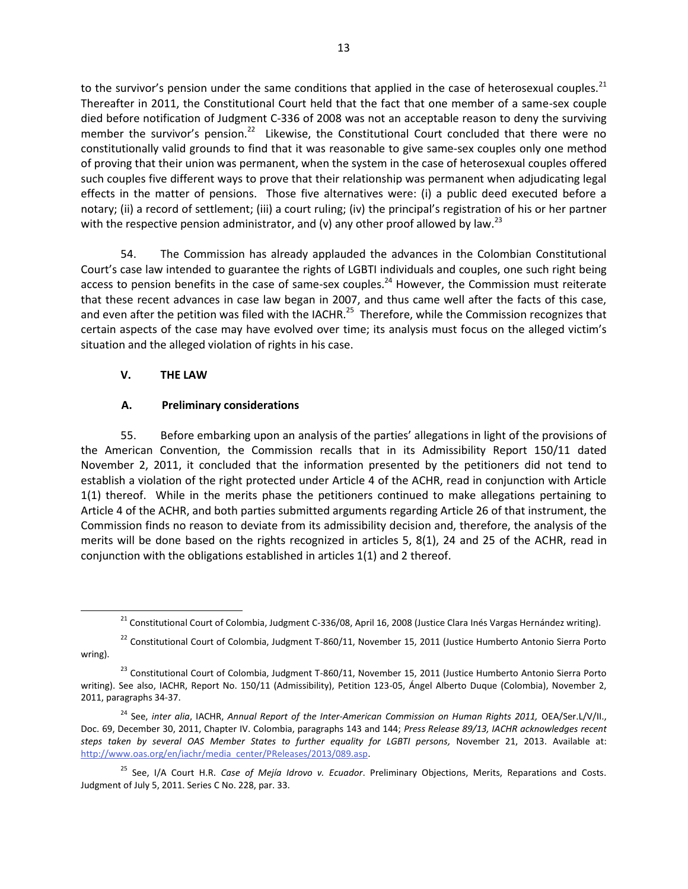to the survivor's pension under the same conditions that applied in the case of heterosexual couples.[21] Thereafter in 2011, the Constitutional Court held that the fact that one member of a same-sex couple died before notification of Judgment C-336 of 2008 was not an acceptable reason to deny the surviving member the survivor's pension.[22] Likewise, the Constitutional Court concluded that there were no constitutionally valid grounds to find that it was reasonable to give same-sex couples only one method of proving that their union was permanent, when the system in the case of heterosexual couples offered such couples five different ways to prove that their relationship was permanent when adjudicating legal effects in the matter of pensions. Those five alternatives were: (i) a public deed executed before a notary; (ii) a record of settlement; (iii) a court ruling; (iv) the principal's registration of his or her partner with the respective pension administrator, and (v) any other proof allowed by law.[23]

54. The Commission has already applauded the advances in the Colombian Constitutional Court's case law intended to guarantee the rights of LGBTI individuals and couples, one such right being access to pension benefits in the case of same-sex couples.[24] However, the Commission must reiterate that these recent advances in case law began in 2007, and thus came well after the facts of this case, and even after the petition was filed with the IACHR.[25] Therefore, while the Commission recognizes that certain aspects of the case may have evolved over time; its analysis must focus on the alleged victim's situation and the alleged violation of rights in his case.

## V. THE LAW

### A. Preliminary considerations

55. Before embarking upon an analysis of the parties' allegations in light of the provisions of the American Convention, the Commission recalls that in its Admissibility Report 150/11 dated November 2, 2011, it concluded that the information presented by the petitioners did not tend to establish a violation of the right protected under Article 4 of the ACHR, read in conjunction with Article 1(1) thereof. While in the merits phase the petitioners continued to make allegations pertaining to Article 4 of the ACHR, and both parties submitted arguments regarding Article 26 of that instrument, the Commission finds no reason to deviate from its admissibility decision and, therefore, the analysis of the merits will be done based on the rights recognized in articles 5, 8(1), 24 and 25 of the ACHR, read in conjunction with the obligations established in articles 1(1) and 2 thereof.

---

[21] Constitutional Court of Colombia, Judgment C-336/08, April 16, 2008 (Justice Clara Inés Vargas Hernández writing).

[22] Constitutional Court of Colombia, Judgment T-860/11, November 15, 2011 (Justice Humberto Antonio Sierra Porto wring).

[23] Constitutional Court of Colombia, Judgment T-860/11, November 15, 2011 (Justice Humberto Antonio Sierra Porto writing). See also, IACHR, Report No. 150/11 (Admissibility), Petition 123-05, Ángel Alberto Duque (Colombia), November 2, 2011, paragraphs 34-37.

[24] See, *inter alia*, IACHR, *Annual Report of the Inter-American Commission on Human Rights 2011,* OEA/Ser.L/V/II., Doc. 69, December 30, 2011, Chapter IV. Colombia, paragraphs 143 and 144; *Press Release 89/13, IACHR acknowledges recent steps taken by several OAS Member States to further equality for LGBTI persons,* November 21, 2013. Available at: http://www.oas.org/en/iachr/media_center/PReleases/2013/089.asp.

[25] See, I/A Court H.R. *Case of Mejía Idrovo v. Ecuador*. Preliminary Objections, Merits, Reparations and Costs. Judgment of July 5, 2011. Series C No. 228, par. 33.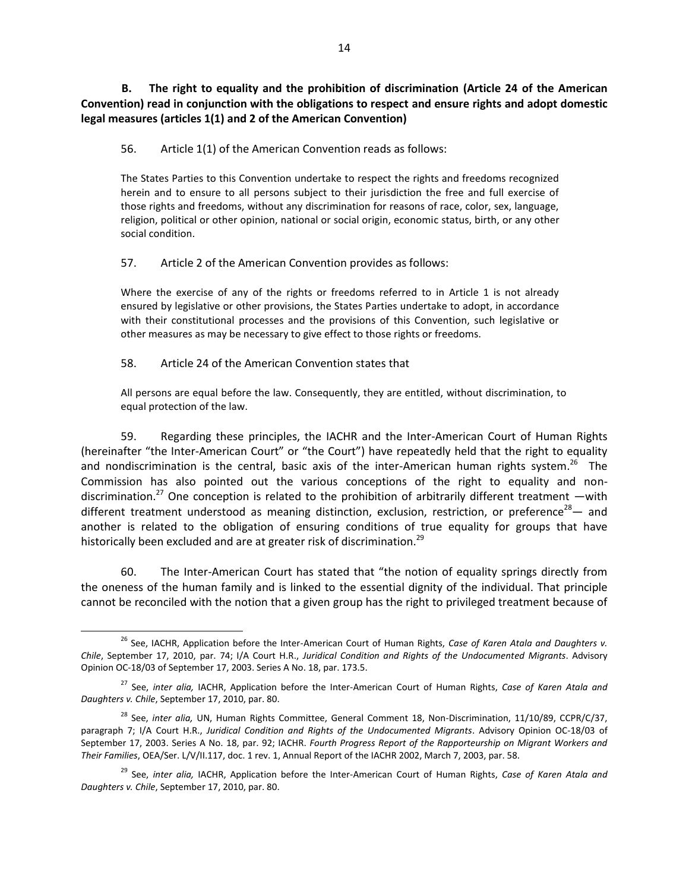**B. The right to equality and the prohibition of discrimination (Article 24 of the American Convention) read in conjunction with the obligations to respect and ensure rights and adopt domestic legal measures (articles 1(1) and 2 of the American Convention)**

56. Article 1(1) of the American Convention reads as follows:

> The States Parties to this Convention undertake to respect the rights and freedoms recognized herein and to ensure to all persons subject to their jurisdiction the free and full exercise of those rights and freedoms, without any discrimination for reasons of race, color, sex, language, religion, political or other opinion, national or social origin, economic status, birth, or any other social condition.

57. Article 2 of the American Convention provides as follows:

> Where the exercise of any of the rights or freedoms referred to in Article 1 is not already ensured by legislative or other provisions, the States Parties undertake to adopt, in accordance with their constitutional processes and the provisions of this Convention, such legislative or other measures as may be necessary to give effect to those rights or freedoms.

58. Article 24 of the American Convention states that

> All persons are equal before the law. Consequently, they are entitled, without discrimination, to equal protection of the law.

59. Regarding these principles, the IACHR and the Inter-American Court of Human Rights (hereinafter "the Inter-American Court" or "the Court") have repeatedly held that the right to equality and nondiscrimination is the central, basic axis of the inter-American human rights system.[26] The Commission has also pointed out the various conceptions of the right to equality and non-discrimination.[27] One conception is related to the prohibition of arbitrarily different treatment —with different treatment understood as meaning distinction, exclusion, restriction, or preference[28]— and another is related to the obligation of ensuring conditions of true equality for groups that have historically been excluded and are at greater risk of discrimination.[29]

60. The Inter-American Court has stated that "the notion of equality springs directly from the oneness of the human family and is linked to the essential dignity of the individual. That principle cannot be reconciled with the notion that a given group has the right to privileged treatment because of

---

[26] See, IACHR, Application before the Inter-American Court of Human Rights, *Case of Karen Atala and Daughters v. Chile*, September 17, 2010, par. 74; I/A Court H.R., *Juridical Condition and Rights of the Undocumented Migrants*. Advisory Opinion OC-18/03 of September 17, 2003. Series A No. 18, par. 173.5.

[27] See, *inter alia,* IACHR, Application before the Inter-American Court of Human Rights, *Case of Karen Atala and Daughters v. Chile*, September 17, 2010, par. 80.

[28] See, *inter alia,* UN, Human Rights Committee, General Comment 18, Non-Discrimination, 11/10/89, CCPR/C/37, paragraph 7; I/A Court H.R., *Juridical Condition and Rights of the Undocumented Migrants*. Advisory Opinion OC-18/03 of September 17, 2003. Series A No. 18, par. 92; IACHR. *Fourth Progress Report of the Rapporteurship on Migrant Workers and Their Families*, OEA/Ser. L/V/II.117, doc. 1 rev. 1, Annual Report of the IACHR 2002, March 7, 2003, par. 58.

[29] See, *inter alia,* IACHR, Application before the Inter-American Court of Human Rights, *Case of Karen Atala and Daughters v. Chile*, September 17, 2010, par. 80.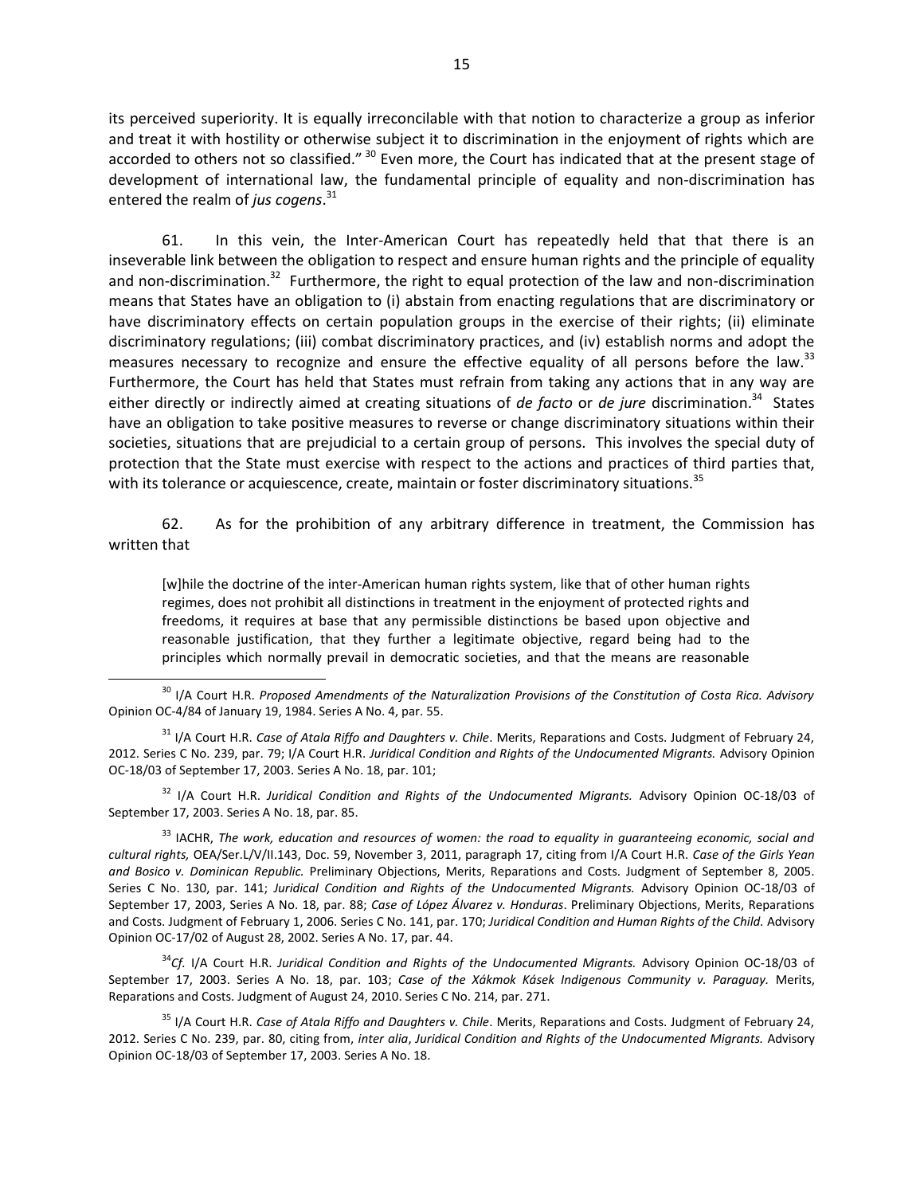its perceived superiority. It is equally irreconcilable with that notion to characterize a group as inferior and treat it with hostility or otherwise subject it to discrimination in the enjoyment of rights which are accorded to others not so classified." [30] Even more, the Court has indicated that at the present stage of development of international law, the fundamental principle of equality and non-discrimination has entered the realm of *jus cogens*.[31]

61. In this vein, the Inter-American Court has repeatedly held that that there is an inseverable link between the obligation to respect and ensure human rights and the principle of equality and non-discrimination.[32] Furthermore, the right to equal protection of the law and non-discrimination means that States have an obligation to (i) abstain from enacting regulations that are discriminatory or have discriminatory effects on certain population groups in the exercise of their rights; (ii) eliminate discriminatory regulations; (iii) combat discriminatory practices, and (iv) establish norms and adopt the measures necessary to recognize and ensure the effective equality of all persons before the law.[33] Furthermore, the Court has held that States must refrain from taking any actions that in any way are either directly or indirectly aimed at creating situations of *de facto* or *de jure* discrimination.[34] States have an obligation to take positive measures to reverse or change discriminatory situations within their societies, situations that are prejudicial to a certain group of persons. This involves the special duty of protection that the State must exercise with respect to the actions and practices of third parties that, with its tolerance or acquiescence, create, maintain or foster discriminatory situations.[35]

62. As for the prohibition of any arbitrary difference in treatment, the Commission has written that

> [w]hile the doctrine of the inter-American human rights system, like that of other human rights regimes, does not prohibit all distinctions in treatment in the enjoyment of protected rights and freedoms, it requires at base that any permissible distinctions be based upon objective and reasonable justification, that they further a legitimate objective, regard being had to the principles which normally prevail in democratic societies, and that the means are reasonable

---

[30] I/A Court H.R. *Proposed Amendments of the Naturalization Provisions of the Constitution of Costa Rica. Advisory* Opinion OC-4/84 of January 19, 1984. Series A No. 4, par. 55.

[31] I/A Court H.R. *Case of Atala Riffo and Daughters v. Chile*. Merits, Reparations and Costs. Judgment of February 24, 2012. Series C No. 239, par. 79; I/A Court H.R. *Juridical Condition and Rights of the Undocumented Migrants.* Advisory Opinion OC-18/03 of September 17, 2003. Series A No. 18, par. 101;

[32] I/A Court H.R. *Juridical Condition and Rights of the Undocumented Migrants.* Advisory Opinion OC-18/03 of September 17, 2003. Series A No. 18, par. 85.

[33] IACHR, *The work, education and resources of women: the road to equality in guaranteeing economic, social and cultural rights,* OEA/Ser.L/V/II.143, Doc. 59, November 3, 2011, paragraph 17, citing from I/A Court H.R. *Case of the Girls Yean and Bosico v. Dominican Republic.* Preliminary Objections, Merits, Reparations and Costs. Judgment of September 8, 2005. Series C No. 130, par. 141; *Juridical Condition and Rights of the Undocumented Migrants.* Advisory Opinion OC-18/03 of September 17, 2003, Series A No. 18, par. 88; *Case of López Álvarez v. Honduras*. Preliminary Objections, Merits, Reparations and Costs. Judgment of February 1, 2006. Series C No. 141, par. 170; *Juridical Condition and Human Rights of the Child.* Advisory Opinion OC-17/02 of August 28, 2002. Series A No. 17, par. 44.

[34] *Cf.* I/A Court H.R. *Juridical Condition and Rights of the Undocumented Migrants.* Advisory Opinion OC-18/03 of September 17, 2003. Series A No. 18, par. 103; *Case of the Xákmok Kásek Indigenous Community v. Paraguay.* Merits, Reparations and Costs. Judgment of August 24, 2010. Series C No. 214, par. 271.

[35] I/A Court H.R. *Case of Atala Riffo and Daughters v. Chile*. Merits, Reparations and Costs. Judgment of February 24, 2012. Series C No. 239, par. 80, citing from, *inter alia*, *Juridical Condition and Rights of the Undocumented Migrants.* Advisory Opinion OC-18/03 of September 17, 2003. Series A No. 18.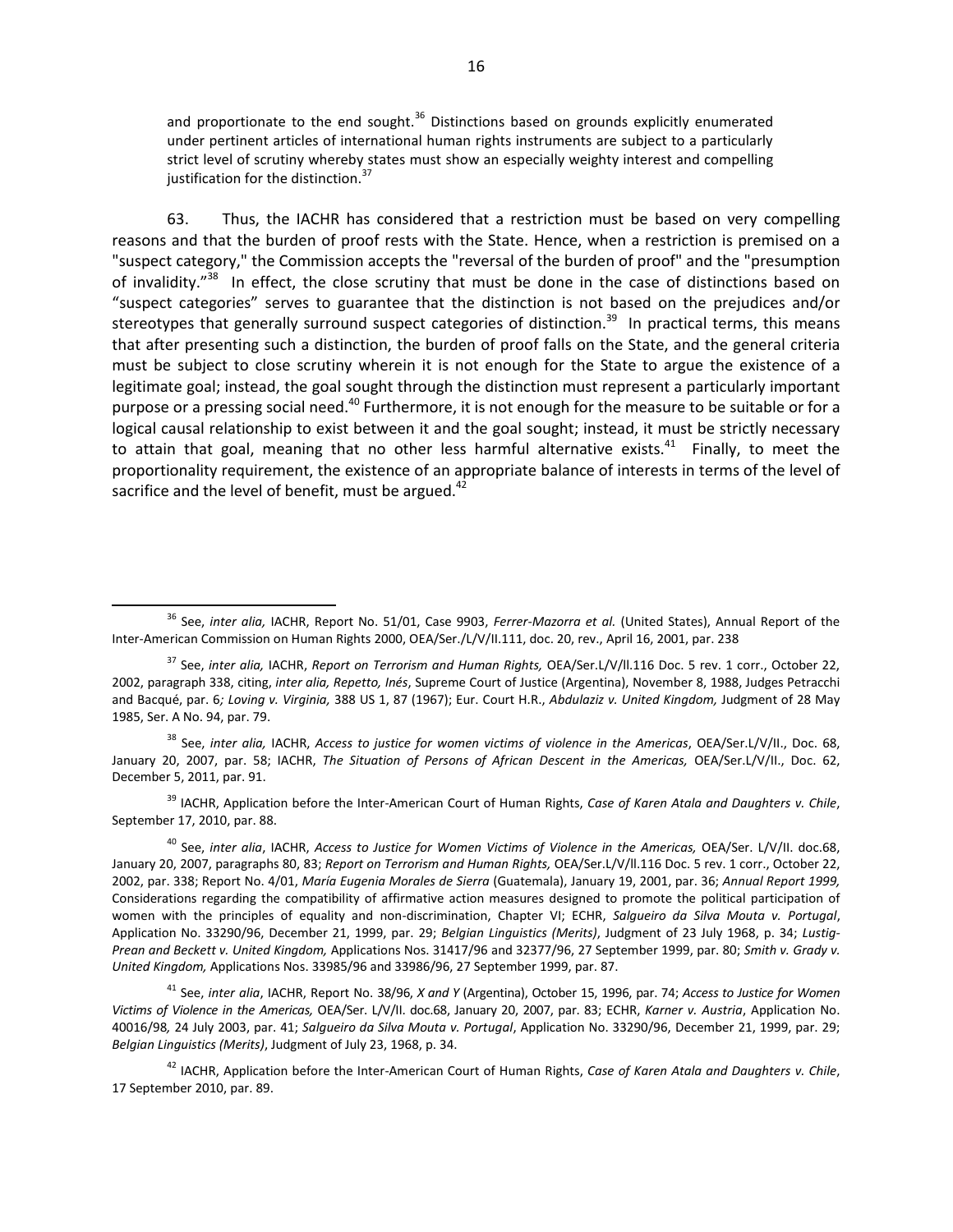> and proportionate to the end sought.[36] Distinctions based on grounds explicitly enumerated under pertinent articles of international human rights instruments are subject to a particularly strict level of scrutiny whereby states must show an especially weighty interest and compelling justification for the distinction.[37]

63. Thus, the IACHR has considered that a restriction must be based on very compelling reasons and that the burden of proof rests with the State. Hence, when a restriction is premised on a "suspect category," the Commission accepts the "reversal of the burden of proof" and the "presumption of invalidity."[38] In effect, the close scrutiny that must be done in the case of distinctions based on "suspect categories" serves to guarantee that the distinction is not based on the prejudices and/or stereotypes that generally surround suspect categories of distinction.[39] In practical terms, this means that after presenting such a distinction, the burden of proof falls on the State, and the general criteria must be subject to close scrutiny wherein it is not enough for the State to argue the existence of a legitimate goal; instead, the goal sought through the distinction must represent a particularly important purpose or a pressing social need.[40] Furthermore, it is not enough for the measure to be suitable or for a logical causal relationship to exist between it and the goal sought; instead, it must be strictly necessary to attain that goal, meaning that no other less harmful alternative exists.[41] Finally, to meet the proportionality requirement, the existence of an appropriate balance of interests in terms of the level of sacrifice and the level of benefit, must be argued.[42]

---

[36] See, *inter alia,* IACHR, Report No. 51/01, Case 9903, *Ferrer-Mazorra et al.* (United States), Annual Report of the Inter-American Commission on Human Rights 2000, OEA/Ser./L/V/II.111, doc. 20, rev., April 16, 2001, par. 238

[37] See, *inter alia,* IACHR, *Report on Terrorism and Human Rights,* OEA/Ser.L/V/ll.116 Doc. 5 rev. 1 corr., October 22, 2002, paragraph 338, citing, *inter alia, Repetto, Inés*, Supreme Court of Justice (Argentina), November 8, 1988, Judges Petracchi and Bacqué, par. 6*; Loving v. Virginia,* 388 US 1, 87 (1967); Eur. Court H.R., *Abdulaziz v. United Kingdom,* Judgment of 28 May 1985, Ser. A No. 94, par. 79.

[38] See, *inter alia,* IACHR, *Access to justice for women victims of violence in the Americas*, OEA/Ser.L/V/II., Doc. 68, January 20, 2007, par. 58; IACHR, *The Situation of Persons of African Descent in the Americas,* OEA/Ser.L/V/II., Doc. 62, December 5, 2011, par. 91.

[39] IACHR, Application before the Inter-American Court of Human Rights, *Case of Karen Atala and Daughters v. Chile*, September 17, 2010, par. 88.

[40] See, *inter alia*, IACHR, *Access to Justice for Women Victims of Violence in the Americas,* OEA/Ser. L/V/II. doc.68, January 20, 2007, paragraphs 80, 83; *Report on Terrorism and Human Rights,* OEA/Ser.L/V/ll.116 Doc. 5 rev. 1 corr., October 22, 2002, par. 338; Report No. 4/01, *María Eugenia Morales de Sierra* (Guatemala), January 19, 2001, par. 36; *Annual Report 1999,* Considerations regarding the compatibility of affirmative action measures designed to promote the political participation of women with the principles of equality and non-discrimination, Chapter VI; ECHR, *Salgueiro da Silva Mouta v. Portugal*, Application No. 33290/96, December 21, 1999, par. 29; *Belgian Linguistics (Merits)*, Judgment of 23 July 1968, p. 34; *Lustig-Prean and Beckett v. United Kingdom,* Applications Nos. 31417/96 and 32377/96, 27 September 1999, par. 80; *Smith v. Grady v. United Kingdom,* Applications Nos. 33985/96 and 33986/96, 27 September 1999, par. 87.

[41] See, *inter alia*, IACHR, Report No. 38/96, *X and Y* (Argentina), October 15, 1996, par. 74; *Access to Justice for Women Victims of Violence in the Americas,* OEA/Ser. L/V/II. doc.68, January 20, 2007, par. 83; ECHR, *Karner v. Austria*, Application No. 40016/98*,* 24 July 2003, par. 41; *Salgueiro da Silva Mouta v. Portugal*, Application No. 33290/96, December 21, 1999, par. 29; *Belgian Linguistics (Merits)*, Judgment of July 23, 1968, p. 34.

[42] IACHR, Application before the Inter-American Court of Human Rights, *Case of Karen Atala and Daughters v. Chile*, 17 September 2010, par. 89.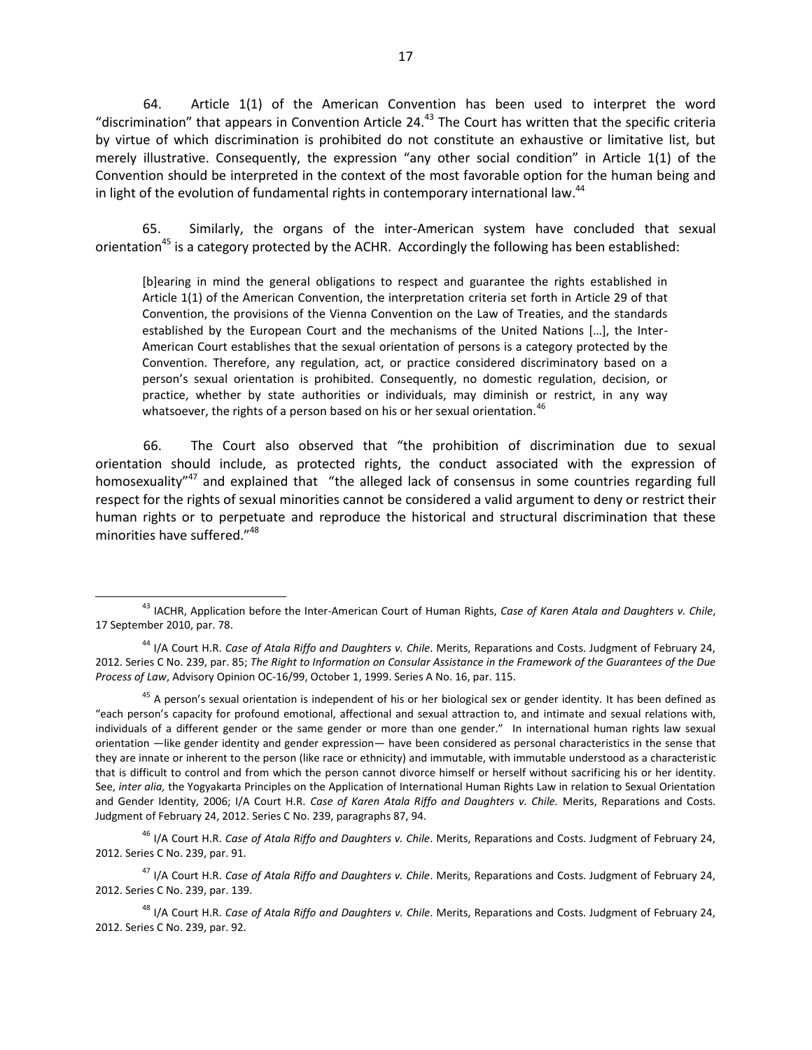64. Article 1(1) of the American Convention has been used to interpret the word "discrimination" that appears in Convention Article 24.[43] The Court has written that the specific criteria by virtue of which discrimination is prohibited do not constitute an exhaustive or limitative list, but merely illustrative. Consequently, the expression "any other social condition" in Article 1(1) of the Convention should be interpreted in the context of the most favorable option for the human being and in light of the evolution of fundamental rights in contemporary international law.[44]

65. Similarly, the organs of the inter-American system have concluded that sexual orientation[45] is a category protected by the ACHR. Accordingly the following has been established:

> [b]earing in mind the general obligations to respect and guarantee the rights established in Article 1(1) of the American Convention, the interpretation criteria set forth in Article 29 of that Convention, the provisions of the Vienna Convention on the Law of Treaties, and the standards established by the European Court and the mechanisms of the United Nations […], the Inter-American Court establishes that the sexual orientation of persons is a category protected by the Convention. Therefore, any regulation, act, or practice considered discriminatory based on a person's sexual orientation is prohibited. Consequently, no domestic regulation, decision, or practice, whether by state authorities or individuals, may diminish or restrict, in any way whatsoever, the rights of a person based on his or her sexual orientation.[46]

66. The Court also observed that "the prohibition of discrimination due to sexual orientation should include, as protected rights, the conduct associated with the expression of homosexuality"[47] and explained that "the alleged lack of consensus in some countries regarding full respect for the rights of sexual minorities cannot be considered a valid argument to deny or restrict their human rights or to perpetuate and reproduce the historical and structural discrimination that these minorities have suffered."[48]

---

[43] IACHR, Application before the Inter-American Court of Human Rights, *Case of Karen Atala and Daughters v. Chile*, 17 September 2010, par. 78.

[44] I/A Court H.R. *Case of Atala Riffo and Daughters v. Chile*. Merits, Reparations and Costs. Judgment of February 24, 2012. Series C No. 239, par. 85; *The Right to Information on Consular Assistance in the Framework of the Guarantees of the Due Process of Law*, Advisory Opinion OC-16/99, October 1, 1999. Series A No. 16, par. 115.

[45] A person's sexual orientation is independent of his or her biological sex or gender identity. It has been defined as "each person's capacity for profound emotional, affectional and sexual attraction to, and intimate and sexual relations with, individuals of a different gender or the same gender or more than one gender." In international human rights law sexual orientation —like gender identity and gender expression— have been considered as personal characteristics in the sense that they are innate or inherent to the person (like race or ethnicity) and immutable, with immutable understood as a characteristic that is difficult to control and from which the person cannot divorce himself or herself without sacrificing his or her identity. See, *inter alia,* the Yogyakarta Principles on the Application of International Human Rights Law in relation to Sexual Orientation and Gender Identity, 2006; I/A Court H.R. *Case of Karen Atala Riffo and Daughters v. Chile.* Merits, Reparations and Costs. Judgment of February 24, 2012. Series C No. 239, paragraphs 87, 94.

[46] I/A Court H.R. *Case of Atala Riffo and Daughters v. Chile*. Merits, Reparations and Costs. Judgment of February 24, 2012. Series C No. 239, par. 91.

[47] I/A Court H.R. *Case of Atala Riffo and Daughters v. Chile*. Merits, Reparations and Costs. Judgment of February 24, 2012. Series C No. 239, par. 139.

[48] I/A Court H.R. *Case of Atala Riffo and Daughters v. Chile*. Merits, Reparations and Costs. Judgment of February 24, 2012. Series C No. 239, par. 92.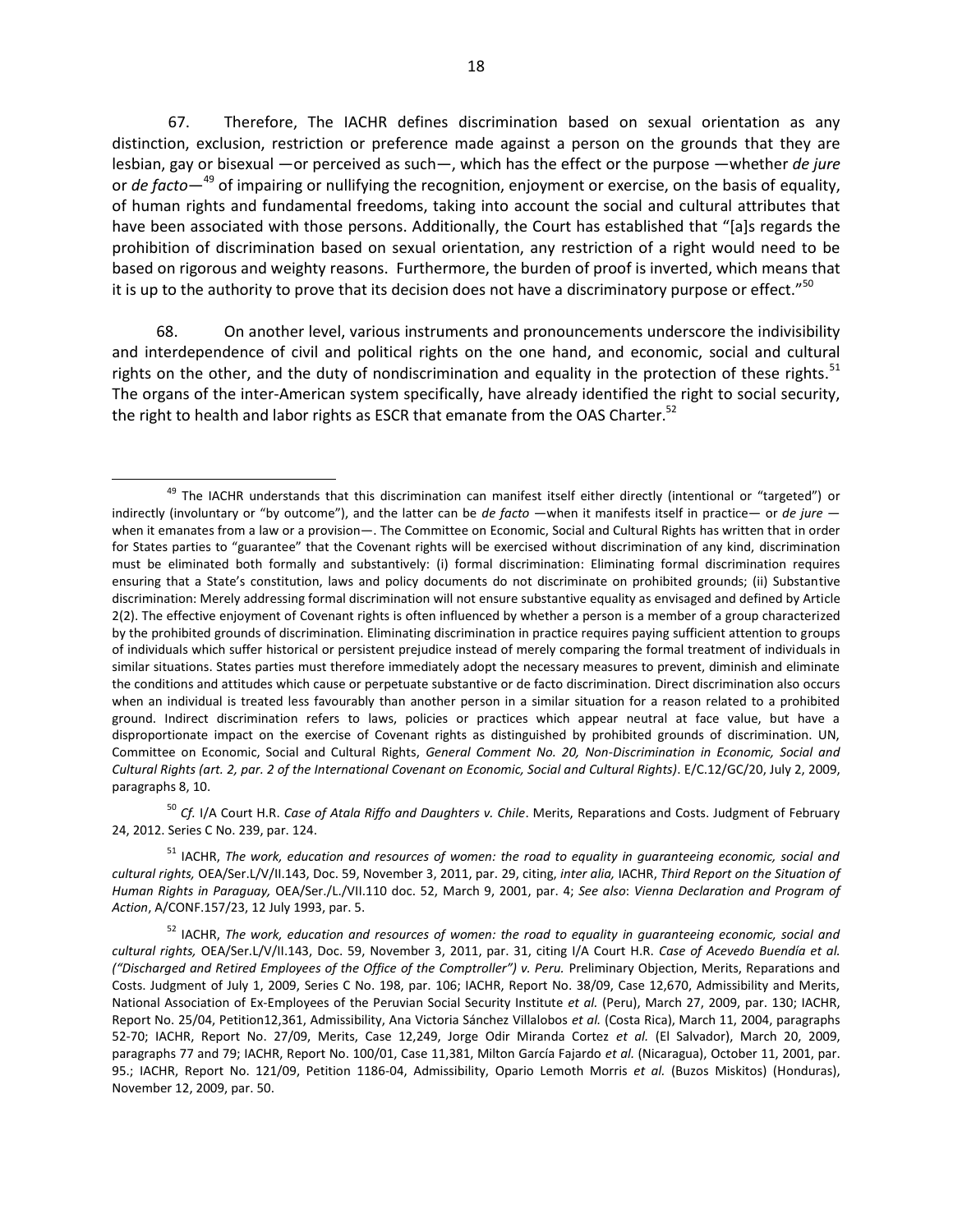67. Therefore, The IACHR defines discrimination based on sexual orientation as any distinction, exclusion, restriction or preference made against a person on the grounds that they are lesbian, gay or bisexual —or perceived as such—, which has the effect or the purpose —whether *de jure* or *de facto*—[49] of impairing or nullifying the recognition, enjoyment or exercise, on the basis of equality, of human rights and fundamental freedoms, taking into account the social and cultural attributes that have been associated with those persons. Additionally, the Court has established that "[a]s regards the prohibition of discrimination based on sexual orientation, any restriction of a right would need to be based on rigorous and weighty reasons. Furthermore, the burden of proof is inverted, which means that it is up to the authority to prove that its decision does not have a discriminatory purpose or effect."[50]

68. On another level, various instruments and pronouncements underscore the indivisibility and interdependence of civil and political rights on the one hand, and economic, social and cultural rights on the other, and the duty of nondiscrimination and equality in the protection of these rights.[51] The organs of the inter-American system specifically, have already identified the right to social security, the right to health and labor rights as ESCR that emanate from the OAS Charter.[52]

---

[49] The IACHR understands that this discrimination can manifest itself either directly (intentional or "targeted") or indirectly (involuntary or "by outcome"), and the latter can be *de facto* —when it manifests itself in practice— or *de jure* —when it emanates from a law or a provision—. The Committee on Economic, Social and Cultural Rights has written that in order for States parties to "guarantee" that the Covenant rights will be exercised without discrimination of any kind, discrimination must be eliminated both formally and substantively: (i) formal discrimination: Eliminating formal discrimination requires ensuring that a State's constitution, laws and policy documents do not discriminate on prohibited grounds; (ii) Substantive discrimination: Merely addressing formal discrimination will not ensure substantive equality as envisaged and defined by Article 2(2). The effective enjoyment of Covenant rights is often influenced by whether a person is a member of a group characterized by the prohibited grounds of discrimination. Eliminating discrimination in practice requires paying sufficient attention to groups of individuals which suffer historical or persistent prejudice instead of merely comparing the formal treatment of individuals in similar situations. States parties must therefore immediately adopt the necessary measures to prevent, diminish and eliminate the conditions and attitudes which cause or perpetuate substantive or de facto discrimination. Direct discrimination also occurs when an individual is treated less favourably than another person in a similar situation for a reason related to a prohibited ground. Indirect discrimination refers to laws, policies or practices which appear neutral at face value, but have a disproportionate impact on the exercise of Covenant rights as distinguished by prohibited grounds of discrimination. UN, Committee on Economic, Social and Cultural Rights, *General Comment No. 20, Non-Discrimination in Economic, Social and Cultural Rights (art. 2, par. 2 of the International Covenant on Economic, Social and Cultural Rights)*. E/C.12/GC/20, July 2, 2009, paragraphs 8, 10.

[50] *Cf.* I/A Court H.R. *Case of Atala Riffo and Daughters v. Chile*. Merits, Reparations and Costs. Judgment of February 24, 2012. Series C No. 239, par. 124.

[51] IACHR, *The work, education and resources of women: the road to equality in guaranteeing economic, social and cultural rights,* OEA/Ser.L/V/II.143, Doc. 59, November 3, 2011, par. 29, citing, *inter alia,* IACHR, *Third Report on the Situation of Human Rights in Paraguay,* OEA/Ser./L./VII.110 doc. 52, March 9, 2001, par. 4; *See also*: *Vienna Declaration and Program of Action*, A/CONF.157/23, 12 July 1993, par. 5.

[52] IACHR, *The work, education and resources of women: the road to equality in guaranteeing economic, social and cultural rights,* OEA/Ser.L/V/II.143, Doc. 59, November 3, 2011, par. 31, citing I/A Court H.R. *Case of Acevedo Buendía et al. ("Discharged and Retired Employees of the Office of the Comptroller") v. Peru.* Preliminary Objection, Merits, Reparations and Costs. Judgment of July 1, 2009, Series C No. 198, par. 106; IACHR, Report No. 38/09, Case 12,670, Admissibility and Merits, National Association of Ex-Employees of the Peruvian Social Security Institute *et al.* (Peru), March 27, 2009, par. 130; IACHR, Report No. 25/04, Petition12,361, Admissibility, Ana Victoria Sánchez Villalobos *et al.* (Costa Rica), March 11, 2004, paragraphs 52-70; IACHR, Report No. 27/09, Merits, Case 12,249, Jorge Odir Miranda Cortez *et al.* (El Salvador), March 20, 2009, paragraphs 77 and 79; IACHR, Report No. 100/01, Case 11,381, Milton García Fajardo *et al.* (Nicaragua), October 11, 2001, par. 95.; IACHR, Report No. 121/09, Petition 1186-04, Admissibility, Opario Lemoth Morris *et al.* (Buzos Miskitos) (Honduras), November 12, 2009, par. 50.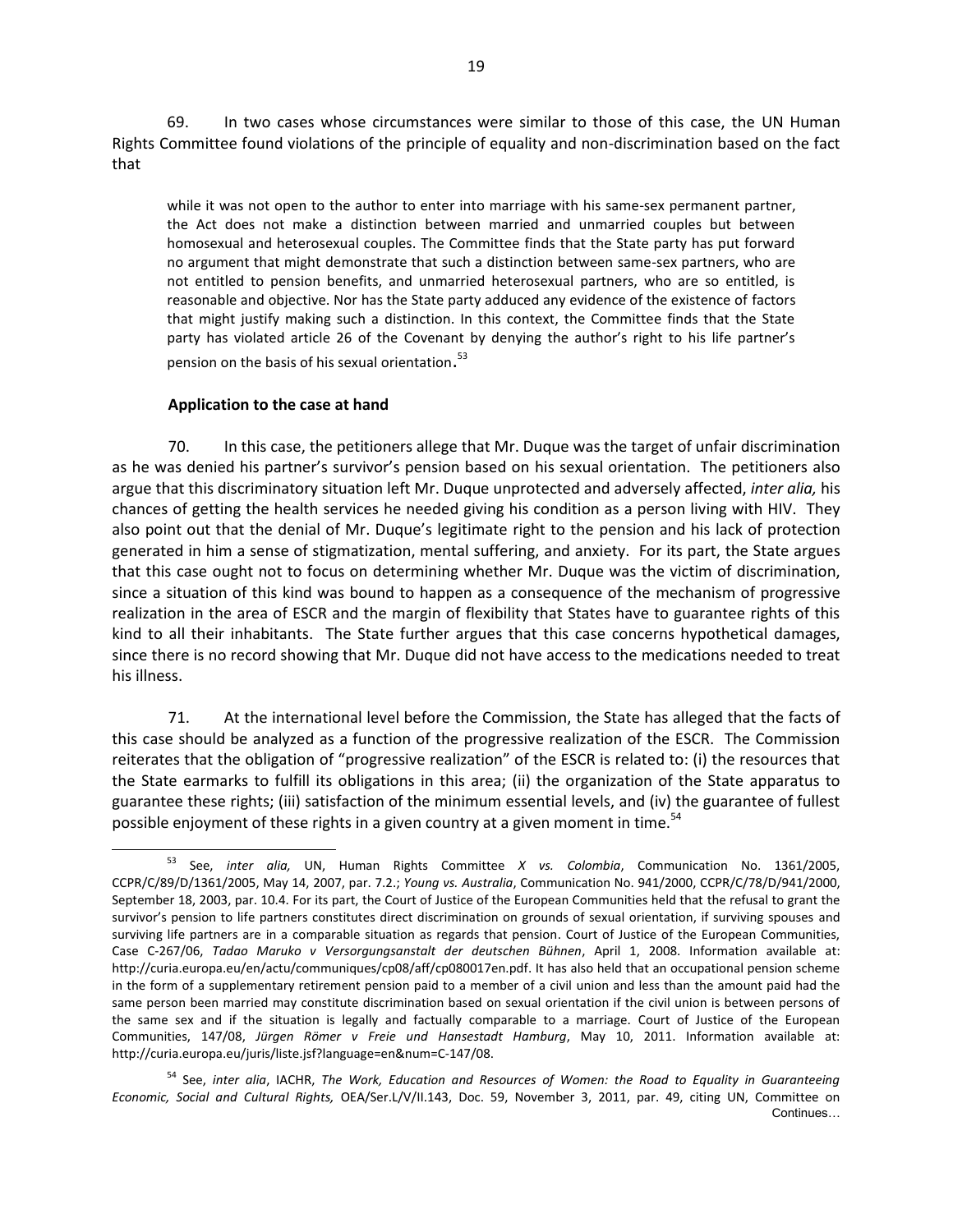69. In two cases whose circumstances were similar to those of this case, the UN Human Rights Committee found violations of the principle of equality and non-discrimination based on the fact that

> while it was not open to the author to enter into marriage with his same-sex permanent partner, the Act does not make a distinction between married and unmarried couples but between homosexual and heterosexual couples. The Committee finds that the State party has put forward no argument that might demonstrate that such a distinction between same-sex partners, who are not entitled to pension benefits, and unmarried heterosexual partners, who are so entitled, is reasonable and objective. Nor has the State party adduced any evidence of the existence of factors that might justify making such a distinction. In this context, the Committee finds that the State party has violated article 26 of the Covenant by denying the author's right to his life partner's pension on the basis of his sexual orientation.[53]

**Application to the case at hand**

70. In this case, the petitioners allege that Mr. Duque was the target of unfair discrimination as he was denied his partner's survivor's pension based on his sexual orientation. The petitioners also argue that this discriminatory situation left Mr. Duque unprotected and adversely affected, *inter alia,* his chances of getting the health services he needed giving his condition as a person living with HIV. They also point out that the denial of Mr. Duque's legitimate right to the pension and his lack of protection generated in him a sense of stigmatization, mental suffering, and anxiety. For its part, the State argues that this case ought not to focus on determining whether Mr. Duque was the victim of discrimination, since a situation of this kind was bound to happen as a consequence of the mechanism of progressive realization in the area of ESCR and the margin of flexibility that States have to guarantee rights of this kind to all their inhabitants. The State further argues that this case concerns hypothetical damages, since there is no record showing that Mr. Duque did not have access to the medications needed to treat his illness.

71. At the international level before the Commission, the State has alleged that the facts of this case should be analyzed as a function of the progressive realization of the ESCR. The Commission reiterates that the obligation of "progressive realization" of the ESCR is related to: (i) the resources that the State earmarks to fulfill its obligations in this area; (ii) the organization of the State apparatus to guarantee these rights; (iii) satisfaction of the minimum essential levels, and (iv) the guarantee of fullest possible enjoyment of these rights in a given country at a given moment in time.[54]

---

[53] See, *inter alia,* UN, Human Rights Committee *X vs. Colombia*, Communication No. 1361/2005, CCPR/C/89/D/1361/2005, May 14, 2007, par. 7.2.; *Young vs. Australia*, Communication No. 941/2000, CCPR/C/78/D/941/2000, September 18, 2003, par. 10.4. For its part, the Court of Justice of the European Communities held that the refusal to grant the survivor's pension to life partners constitutes direct discrimination on grounds of sexual orientation, if surviving spouses and surviving life partners are in a comparable situation as regards that pension. Court of Justice of the European Communities, Case C-267/06, *Tadao Maruko v Versorgungsanstalt der deutschen Bühnen*, April 1, 2008. Information available at: http://curia.europa.eu/en/actu/communiques/cp08/aff/cp080017en.pdf. It has also held that an occupational pension scheme in the form of a supplementary retirement pension paid to a member of a civil union and less than the amount paid had the same person been married may constitute discrimination based on sexual orientation if the civil union is between persons of the same sex and if the situation is legally and factually comparable to a marriage. Court of Justice of the European Communities, 147/08, *Jürgen Römer v Freie und Hansestadt Hamburg*, May 10, 2011. Information available at: http://curia.europa.eu/juris/liste.jsf?language=en&num=C-147/08.

[54] See, *inter alia*, IACHR, *The Work, Education and Resources of Women: the Road to Equality in Guaranteeing Economic, Social and Cultural Rights,* OEA/Ser.L/V/II.143, Doc. 59, November 3, 2011, par. 49, citing UN, Committee on

Continues…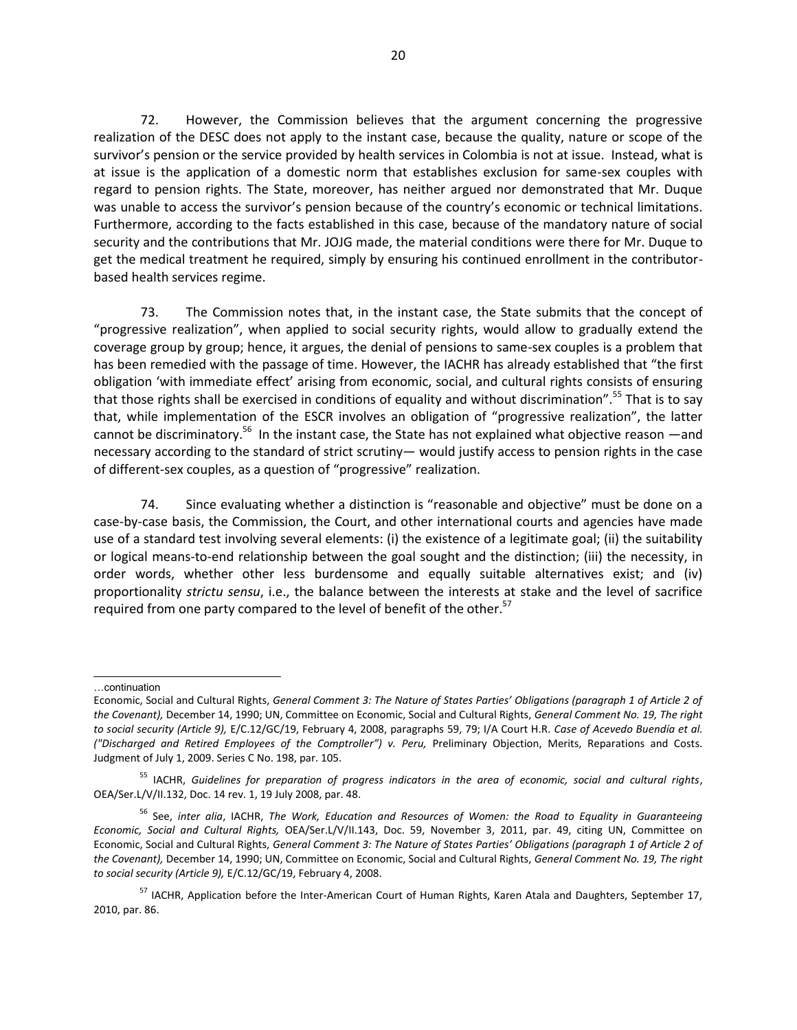72. However, the Commission believes that the argument concerning the progressive realization of the DESC does not apply to the instant case, because the quality, nature or scope of the survivor's pension or the service provided by health services in Colombia is not at issue. Instead, what is at issue is the application of a domestic norm that establishes exclusion for same-sex couples with regard to pension rights. The State, moreover, has neither argued nor demonstrated that Mr. Duque was unable to access the survivor's pension because of the country's economic or technical limitations. Furthermore, according to the facts established in this case, because of the mandatory nature of social security and the contributions that Mr. JOJG made, the material conditions were there for Mr. Duque to get the medical treatment he required, simply by ensuring his continued enrollment in the contributor-based health services regime.

73. The Commission notes that, in the instant case, the State submits that the concept of "progressive realization", when applied to social security rights, would allow to gradually extend the coverage group by group; hence, it argues, the denial of pensions to same-sex couples is a problem that has been remedied with the passage of time. However, the IACHR has already established that "the first obligation 'with immediate effect' arising from economic, social, and cultural rights consists of ensuring that those rights shall be exercised in conditions of equality and without discrimination".[55] That is to say that, while implementation of the ESCR involves an obligation of "progressive realization", the latter cannot be discriminatory.[56] In the instant case, the State has not explained what objective reason —and necessary according to the standard of strict scrutiny— would justify access to pension rights in the case of different-sex couples, as a question of "progressive" realization.

74. Since evaluating whether a distinction is "reasonable and objective" must be done on a case-by-case basis, the Commission, the Court, and other international courts and agencies have made use of a standard test involving several elements: (i) the existence of a legitimate goal; (ii) the suitability or logical means-to-end relationship between the goal sought and the distinction; (iii) the necessity, in order words, whether other less burdensome and equally suitable alternatives exist; and (iv) proportionality *strictu sensu*, i.e., the balance between the interests at stake and the level of sacrifice required from one party compared to the level of benefit of the other.[57]

---

…continuation

Economic, Social and Cultural Rights, *General Comment 3: The Nature of States Parties' Obligations (paragraph 1 of Article 2 of the Covenant),* December 14, 1990; UN, Committee on Economic, Social and Cultural Rights, *General Comment No. 19, The right to social security (Article 9),* E/C.12/GC/19, February 4, 2008, paragraphs 59, 79; I/A Court H.R. *Case of Acevedo Buendía et al. ("Discharged and Retired Employees of the Comptroller") v. Peru,* Preliminary Objection, Merits, Reparations and Costs. Judgment of July 1, 2009. Series C No. 198, par. 105.

[55] IACHR, *Guidelines for preparation of progress indicators in the area of economic, social and cultural rights*, OEA/Ser.L/V/II.132, Doc. 14 rev. 1, 19 July 2008, par. 48.

[56] See, *inter alia*, IACHR, *The Work, Education and Resources of Women: the Road to Equality in Guaranteeing Economic, Social and Cultural Rights,* OEA/Ser.L/V/II.143, Doc. 59, November 3, 2011, par. 49, citing UN, Committee on Economic, Social and Cultural Rights, *General Comment 3: The Nature of States Parties' Obligations (paragraph 1 of Article 2 of the Covenant),* December 14, 1990; UN, Committee on Economic, Social and Cultural Rights, *General Comment No. 19, The right to social security (Article 9),* E/C.12/GC/19, February 4, 2008.

[57] IACHR, Application before the Inter-American Court of Human Rights, Karen Atala and Daughters, September 17, 2010, par. 86.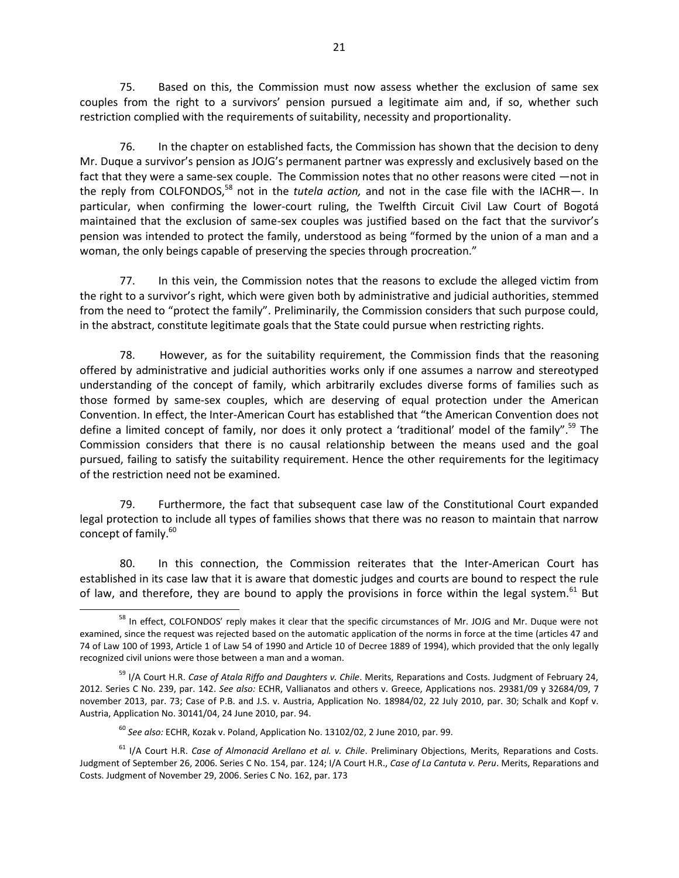75. Based on this, the Commission must now assess whether the exclusion of same sex couples from the right to a survivors' pension pursued a legitimate aim and, if so, whether such restriction complied with the requirements of suitability, necessity and proportionality.

76. In the chapter on established facts, the Commission has shown that the decision to deny Mr. Duque a survivor's pension as JOJG's permanent partner was expressly and exclusively based on the fact that they were a same-sex couple. The Commission notes that no other reasons were cited —not in the reply from COLFONDOS,[58] not in the *tutela action,* and not in the case file with the IACHR—. In particular, when confirming the lower-court ruling, the Twelfth Circuit Civil Law Court of Bogotá maintained that the exclusion of same-sex couples was justified based on the fact that the survivor's pension was intended to protect the family, understood as being "formed by the union of a man and a woman, the only beings capable of preserving the species through procreation."

77. In this vein, the Commission notes that the reasons to exclude the alleged victim from the right to a survivor's right, which were given both by administrative and judicial authorities, stemmed from the need to "protect the family". Preliminarily, the Commission considers that such purpose could, in the abstract, constitute legitimate goals that the State could pursue when restricting rights.

78. However, as for the suitability requirement, the Commission finds that the reasoning offered by administrative and judicial authorities works only if one assumes a narrow and stereotyped understanding of the concept of family, which arbitrarily excludes diverse forms of families such as those formed by same-sex couples, which are deserving of equal protection under the American Convention. In effect, the Inter-American Court has established that "the American Convention does not define a limited concept of family, nor does it only protect a 'traditional' model of the family".[59] The Commission considers that there is no causal relationship between the means used and the goal pursued, failing to satisfy the suitability requirement. Hence the other requirements for the legitimacy of the restriction need not be examined.

79. Furthermore, the fact that subsequent case law of the Constitutional Court expanded legal protection to include all types of families shows that there was no reason to maintain that narrow concept of family.[60]

80. In this connection, the Commission reiterates that the Inter-American Court has established in its case law that it is aware that domestic judges and courts are bound to respect the rule of law, and therefore, they are bound to apply the provisions in force within the legal system.[61] But

---

[58] In effect, COLFONDOS' reply makes it clear that the specific circumstances of Mr. JOJG and Mr. Duque were not examined, since the request was rejected based on the automatic application of the norms in force at the time (articles 47 and 74 of Law 100 of 1993, Article 1 of Law 54 of 1990 and Article 10 of Decree 1889 of 1994), which provided that the only legally recognized civil unions were those between a man and a woman.

[59] I/A Court H.R. *Case of Atala Riffo and Daughters v. Chile*. Merits, Reparations and Costs. Judgment of February 24, 2012. Series C No. 239, par. 142. *See also:* ECHR, Vallianatos and others v. Greece, Applications nos. 29381/09 y 32684/09, 7 november 2013, par. 73; Case of P.B. and J.S. v. Austria, Application No. 18984/02, 22 July 2010, par. 30; Schalk and Kopf v. Austria, Application No. 30141/04, 24 June 2010, par. 94.

[60] *See also:* ECHR, Kozak v. Poland, Application No. 13102/02, 2 June 2010, par. 99.

[61] I/A Court H.R. *Case of Almonacid Arellano et al. v. Chile*. Preliminary Objections, Merits, Reparations and Costs. Judgment of September 26, 2006. Series C No. 154, par. 124; I/A Court H.R., *Case of La Cantuta v. Peru*. Merits, Reparations and Costs. Judgment of November 29, 2006. Series C No. 162, par. 173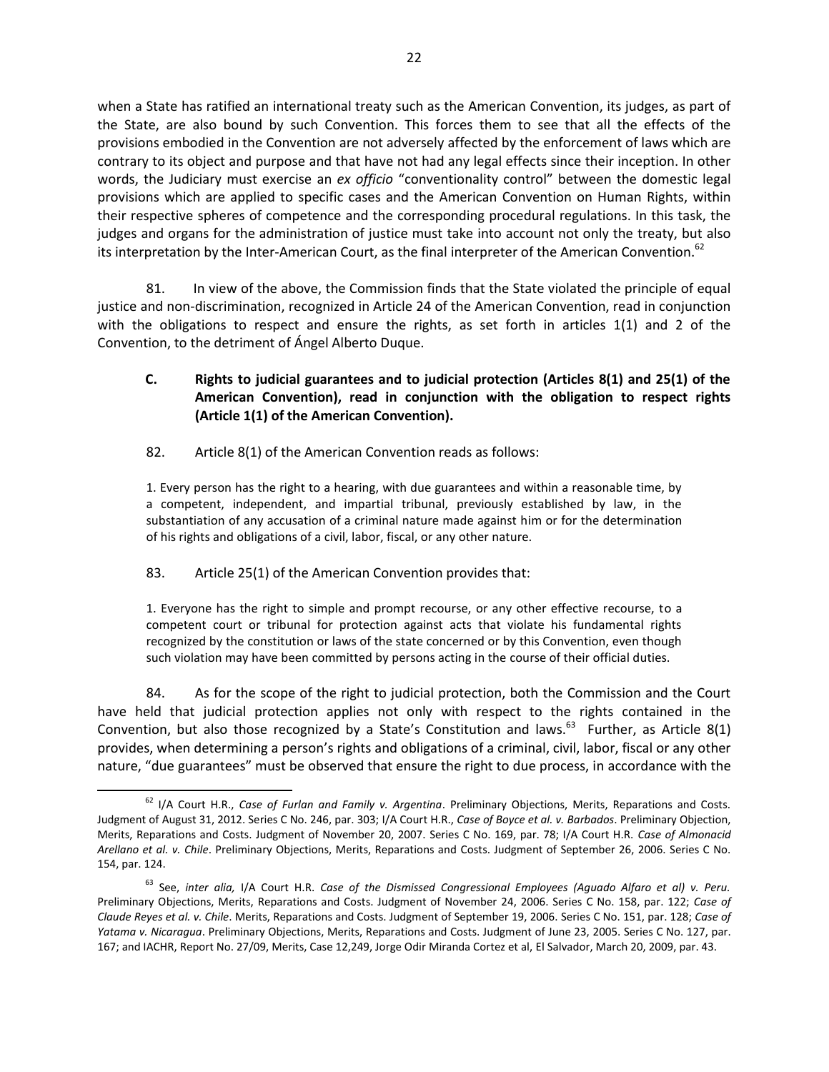when a State has ratified an international treaty such as the American Convention, its judges, as part of the State, are also bound by such Convention. This forces them to see that all the effects of the provisions embodied in the Convention are not adversely affected by the enforcement of laws which are contrary to its object and purpose and that have not had any legal effects since their inception. In other words, the Judiciary must exercise an *ex officio* "conventionality control" between the domestic legal provisions which are applied to specific cases and the American Convention on Human Rights, within their respective spheres of competence and the corresponding procedural regulations. In this task, the judges and organs for the administration of justice must take into account not only the treaty, but also its interpretation by the Inter-American Court, as the final interpreter of the American Convention.[62]

81. In view of the above, the Commission finds that the State violated the principle of equal justice and non-discrimination, recognized in Article 24 of the American Convention, read in conjunction with the obligations to respect and ensure the rights, as set forth in articles 1(1) and 2 of the Convention, to the detriment of Ángel Alberto Duque.

### C. Rights to judicial guarantees and to judicial protection (Articles 8(1) and 25(1) of the American Convention), read in conjunction with the obligation to respect rights (Article 1(1) of the American Convention).

82. Article 8(1) of the American Convention reads as follows:

> 1. Every person has the right to a hearing, with due guarantees and within a reasonable time, by a competent, independent, and impartial tribunal, previously established by law, in the substantiation of any accusation of a criminal nature made against him or for the determination of his rights and obligations of a civil, labor, fiscal, or any other nature.

83. Article 25(1) of the American Convention provides that:

> 1. Everyone has the right to simple and prompt recourse, or any other effective recourse, to a competent court or tribunal for protection against acts that violate his fundamental rights recognized by the constitution or laws of the state concerned or by this Convention, even though such violation may have been committed by persons acting in the course of their official duties.

84. As for the scope of the right to judicial protection, both the Commission and the Court have held that judicial protection applies not only with respect to the rights contained in the Convention, but also those recognized by a State's Constitution and laws.[63] Further, as Article 8(1) provides, when determining a person's rights and obligations of a criminal, civil, labor, fiscal or any other nature, "due guarantees" must be observed that ensure the right to due process, in accordance with the

---

[62] I/A Court H.R., *Case of Furlan and Family v. Argentina*. Preliminary Objections, Merits, Reparations and Costs. Judgment of August 31, 2012. Series C No. 246, par. 303; I/A Court H.R., *Case of Boyce et al. v. Barbados*. Preliminary Objection, Merits, Reparations and Costs. Judgment of November 20, 2007. Series C No. 169, par. 78; I/A Court H.R. *Case of Almonacid Arellano et al. v. Chile*. Preliminary Objections, Merits, Reparations and Costs. Judgment of September 26, 2006. Series C No. 154, par. 124.

[63] See, *inter alia,* I/A Court H.R. *Case of the Dismissed Congressional Employees (Aguado Alfaro et al) v. Peru.* Preliminary Objections, Merits, Reparations and Costs. Judgment of November 24, 2006. Series C No. 158, par. 122; *Case of Claude Reyes et al. v. Chile*. Merits, Reparations and Costs. Judgment of September 19, 2006. Series C No. 151, par. 128; *Case of Yatama v. Nicaragua*. Preliminary Objections, Merits, Reparations and Costs. Judgment of June 23, 2005. Series C No. 127, par. 167; and IACHR, Report No. 27/09, Merits, Case 12,249, Jorge Odir Miranda Cortez et al, El Salvador, March 20, 2009, par. 43.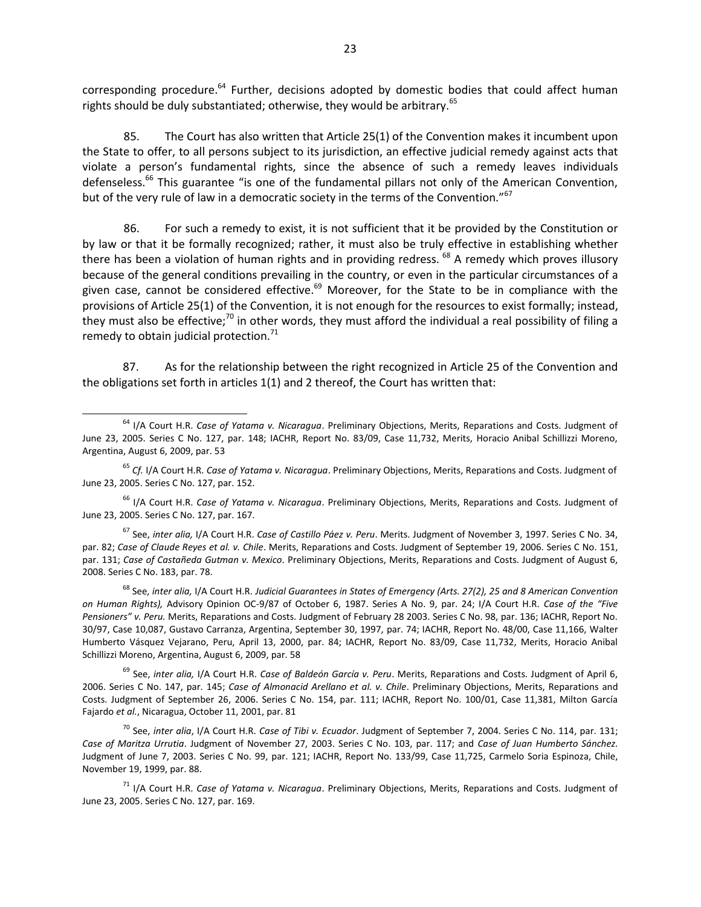corresponding procedure.[64] Further, decisions adopted by domestic bodies that could affect human rights should be duly substantiated; otherwise, they would be arbitrary.[65]

85. The Court has also written that Article 25(1) of the Convention makes it incumbent upon the State to offer, to all persons subject to its jurisdiction, an effective judicial remedy against acts that violate a person's fundamental rights, since the absence of such a remedy leaves individuals defenseless.[66] This guarantee "is one of the fundamental pillars not only of the American Convention, but of the very rule of law in a democratic society in the terms of the Convention."[67]

86. For such a remedy to exist, it is not sufficient that it be provided by the Constitution or by law or that it be formally recognized; rather, it must also be truly effective in establishing whether there has been a violation of human rights and in providing redress.[68] A remedy which proves illusory because of the general conditions prevailing in the country, or even in the particular circumstances of a given case, cannot be considered effective.[69] Moreover, for the State to be in compliance with the provisions of Article 25(1) of the Convention, it is not enough for the resources to exist formally; instead, they must also be effective;[70] in other words, they must afford the individual a real possibility of filing a remedy to obtain judicial protection.[71]

87. As for the relationship between the right recognized in Article 25 of the Convention and the obligations set forth in articles 1(1) and 2 thereof, the Court has written that:

---

[64] I/A Court H.R. *Case of Yatama v. Nicaragua*. Preliminary Objections, Merits, Reparations and Costs. Judgment of June 23, 2005. Series C No. 127, par. 148; IACHR, Report No. 83/09, Case 11,732, Merits, Horacio Anibal Schillizzi Moreno, Argentina, August 6, 2009, par. 53

[65] *Cf.* I/A Court H.R. *Case of Yatama v. Nicaragua*. Preliminary Objections, Merits, Reparations and Costs. Judgment of June 23, 2005. Series C No. 127, par. 152.

[66] I/A Court H.R. *Case of Yatama v. Nicaragua*. Preliminary Objections, Merits, Reparations and Costs. Judgment of June 23, 2005. Series C No. 127, par. 167.

[67] See, *inter alia,* I/A Court H.R. *Case of Castillo Páez v. Peru*. Merits. Judgment of November 3, 1997. Series C No. 34, par. 82; *Case of Claude Reyes et al. v. Chile*. Merits, Reparations and Costs. Judgment of September 19, 2006. Series C No. 151, par. 131; *Case of Castañeda Gutman v. Mexico*. Preliminary Objections, Merits, Reparations and Costs. Judgment of August 6, 2008. Series C No. 183, par. 78.

[68] See, *inter alia,* I/A Court H.R. *Judicial Guarantees in States of Emergency (Arts. 27(2), 25 and 8 American Convention on Human Rights),* Advisory Opinion OC-9/87 of October 6, 1987. Series A No. 9, par. 24; I/A Court H.R. *Case of the "Five Pensioners" v. Peru.* Merits, Reparations and Costs. Judgment of February 28 2003. Series C No. 98, par. 136; IACHR, Report No. 30/97, Case 10,087, Gustavo Carranza, Argentina, September 30, 1997, par. 74; IACHR, Report No. 48/00, Case 11,166, Walter Humberto Vásquez Vejarano, Peru, April 13, 2000, par. 84; IACHR, Report No. 83/09, Case 11,732, Merits, Horacio Anibal Schillizzi Moreno, Argentina, August 6, 2009, par. 58

[69] See, *inter alia,* I/A Court H.R. *Case of Baldeón García v. Peru*. Merits, Reparations and Costs. Judgment of April 6, 2006. Series C No. 147, par. 145; *Case of Almonacid Arellano et al. v. Chile*. Preliminary Objections, Merits, Reparations and Costs. Judgment of September 26, 2006. Series C No. 154, par. 111; IACHR, Report No. 100/01, Case 11,381, Milton García Fajardo *et al.*, Nicaragua, October 11, 2001, par. 81

[70] See, *inter alia*, I/A Court H.R. *Case of Tibi v. Ecuador*. Judgment of September 7, 2004. Series C No. 114, par. 131; *Case of Maritza Urrutia*. Judgment of November 27, 2003. Series C No. 103, par. 117; and *Case of Juan Humberto Sánchez.* Judgment of June 7, 2003. Series C No. 99, par. 121; IACHR, Report No. 133/99, Case 11,725, Carmelo Soria Espinoza, Chile, November 19, 1999, par. 88.

[71] I/A Court H.R. *Case of Yatama v. Nicaragua*. Preliminary Objections, Merits, Reparations and Costs. Judgment of June 23, 2005. Series C No. 127, par. 169.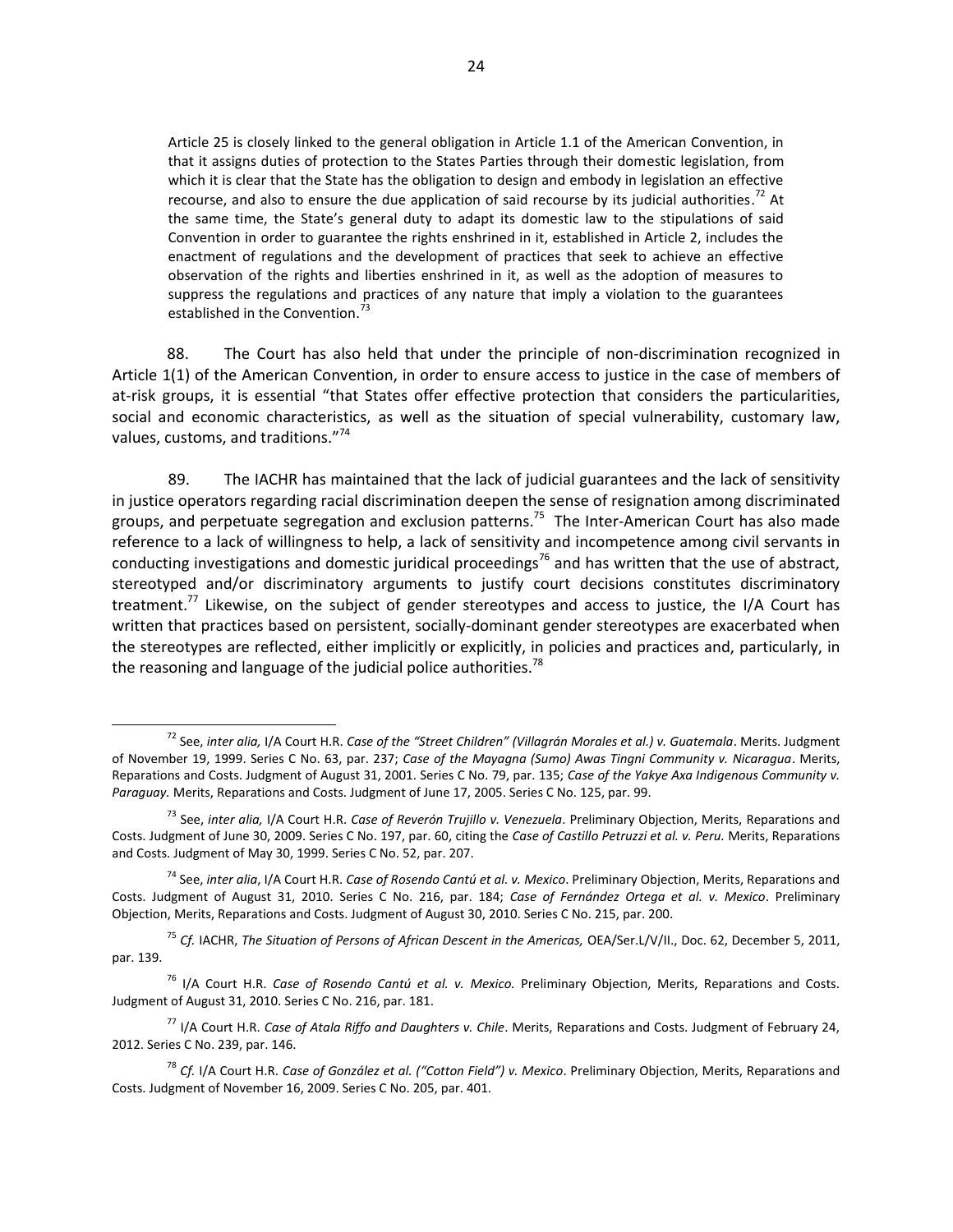> Article 25 is closely linked to the general obligation in Article 1.1 of the American Convention, in that it assigns duties of protection to the States Parties through their domestic legislation, from which it is clear that the State has the obligation to design and embody in legislation an effective recourse, and also to ensure the due application of said recourse by its judicial authorities.[72] At the same time, the State's general duty to adapt its domestic law to the stipulations of said Convention in order to guarantee the rights enshrined in it, established in Article 2, includes the enactment of regulations and the development of practices that seek to achieve an effective observation of the rights and liberties enshrined in it, as well as the adoption of measures to suppress the regulations and practices of any nature that imply a violation to the guarantees established in the Convention.[73]

88. The Court has also held that under the principle of non-discrimination recognized in Article 1(1) of the American Convention, in order to ensure access to justice in the case of members of at-risk groups, it is essential "that States offer effective protection that considers the particularities, social and economic characteristics, as well as the situation of special vulnerability, customary law, values, customs, and traditions."[74]

89. The IACHR has maintained that the lack of judicial guarantees and the lack of sensitivity in justice operators regarding racial discrimination deepen the sense of resignation among discriminated groups, and perpetuate segregation and exclusion patterns.[75] The Inter-American Court has also made reference to a lack of willingness to help, a lack of sensitivity and incompetence among civil servants in conducting investigations and domestic juridical proceedings[76] and has written that the use of abstract, stereotyped and/or discriminatory arguments to justify court decisions constitutes discriminatory treatment.[77] Likewise, on the subject of gender stereotypes and access to justice, the I/A Court has written that practices based on persistent, socially-dominant gender stereotypes are exacerbated when the stereotypes are reflected, either implicitly or explicitly, in policies and practices and, particularly, in the reasoning and language of the judicial police authorities.[78]

---

[72] See, *inter alia,* I/A Court H.R. *Case of the "Street Children" (Villagrán Morales et al.) v. Guatemala*. Merits. Judgment of November 19, 1999. Series C No. 63, par. 237; *Case of the Mayagna (Sumo) Awas Tingni Community v. Nicaragua*. Merits, Reparations and Costs. Judgment of August 31, 2001. Series C No. 79, par. 135; *Case of the Yakye Axa Indigenous Community v. Paraguay.* Merits, Reparations and Costs. Judgment of June 17, 2005. Series C No. 125, par. 99.

[73] See, *inter alia,* I/A Court H.R. *Case of Reverón Trujillo v. Venezuela*. Preliminary Objection, Merits, Reparations and Costs. Judgment of June 30, 2009. Series C No. 197, par. 60, citing the *Case of Castillo Petruzzi et al. v. Peru.* Merits, Reparations and Costs. Judgment of May 30, 1999. Series C No. 52, par. 207.

[74] See, *inter alia*, I/A Court H.R. *Case of Rosendo Cantú et al. v. Mexico*. Preliminary Objection, Merits, Reparations and Costs. Judgment of August 31, 2010. Series C No. 216, par. 184; *Case of Fernández Ortega et al. v. Mexico*. Preliminary Objection, Merits, Reparations and Costs. Judgment of August 30, 2010. Series C No. 215, par. 200.

[75] *Cf.* IACHR, *The Situation of Persons of African Descent in the Americas,* OEA/Ser.L/V/II., Doc. 62, December 5, 2011, par. 139.

[76] I/A Court H.R. *Case of Rosendo Cantú et al. v. Mexico.* Preliminary Objection, Merits, Reparations and Costs. Judgment of August 31, 2010. Series C No. 216, par. 181.

[77] I/A Court H.R. *Case of Atala Riffo and Daughters v. Chile*. Merits, Reparations and Costs. Judgment of February 24, 2012. Series C No. 239, par. 146.

[78] *Cf.* I/A Court H.R. *Case of González et al. ("Cotton Field") v. Mexico*. Preliminary Objection, Merits, Reparations and Costs. Judgment of November 16, 2009. Series C No. 205, par. 401.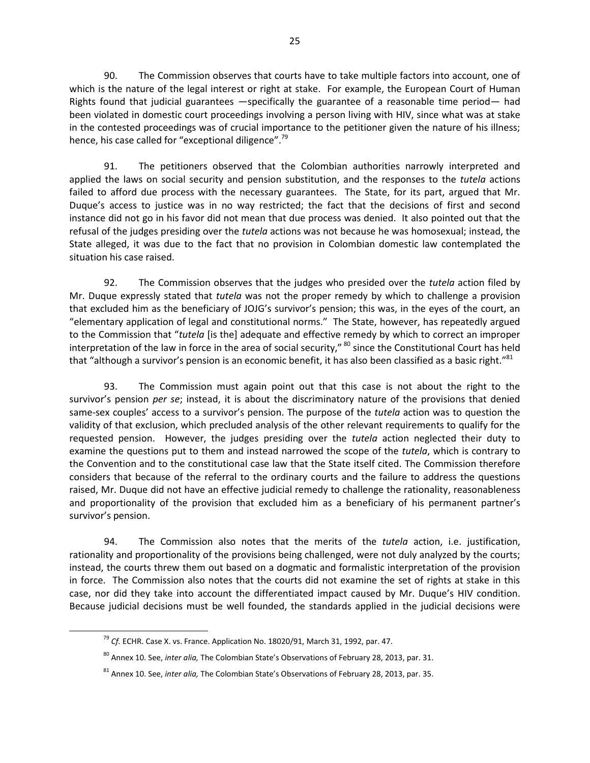90. The Commission observes that courts have to take multiple factors into account, one of which is the nature of the legal interest or right at stake. For example, the European Court of Human Rights found that judicial guarantees —specifically the guarantee of a reasonable time period— had been violated in domestic court proceedings involving a person living with HIV, since what was at stake in the contested proceedings was of crucial importance to the petitioner given the nature of his illness; hence, his case called for "exceptional diligence".[79]

91. The petitioners observed that the Colombian authorities narrowly interpreted and applied the laws on social security and pension substitution, and the responses to the *tutela* actions failed to afford due process with the necessary guarantees. The State, for its part, argued that Mr. Duque's access to justice was in no way restricted; the fact that the decisions of first and second instance did not go in his favor did not mean that due process was denied. It also pointed out that the refusal of the judges presiding over the *tutela* actions was not because he was homosexual; instead, the State alleged, it was due to the fact that no provision in Colombian domestic law contemplated the situation his case raised.

92. The Commission observes that the judges who presided over the *tutela* action filed by Mr. Duque expressly stated that *tutela* was not the proper remedy by which to challenge a provision that excluded him as the beneficiary of JOJG's survivor's pension; this was, in the eyes of the court, an "elementary application of legal and constitutional norms." The State, however, has repeatedly argued to the Commission that "*tutela* [is the] adequate and effective remedy by which to correct an improper interpretation of the law in force in the area of social security,"[80] since the Constitutional Court has held that "although a survivor's pension is an economic benefit, it has also been classified as a basic right."[81]

93. The Commission must again point out that this case is not about the right to the survivor's pension *per se*; instead, it is about the discriminatory nature of the provisions that denied same-sex couples' access to a survivor's pension. The purpose of the *tutela* action was to question the validity of that exclusion, which precluded analysis of the other relevant requirements to qualify for the requested pension. However, the judges presiding over the *tutela* action neglected their duty to examine the questions put to them and instead narrowed the scope of the *tutela*, which is contrary to the Convention and to the constitutional case law that the State itself cited. The Commission therefore considers that because of the referral to the ordinary courts and the failure to address the questions raised, Mr. Duque did not have an effective judicial remedy to challenge the rationality, reasonableness and proportionality of the provision that excluded him as a beneficiary of his permanent partner's survivor's pension.

94. The Commission also notes that the merits of the *tutela* action, i.e. justification, rationality and proportionality of the provisions being challenged, were not duly analyzed by the courts; instead, the courts threw them out based on a dogmatic and formalistic interpretation of the provision in force. The Commission also notes that the courts did not examine the set of rights at stake in this case, nor did they take into account the differentiated impact caused by Mr. Duque's HIV condition. Because judicial decisions must be well founded, the standards applied in the judicial decisions were

---

[79] *Cf.* ECHR. Case X. vs. France. Application No. 18020/91, March 31, 1992, par. 47.

[80] Annex 10. See, *inter alia,* The Colombian State's Observations of February 28, 2013, par. 31.

[81] Annex 10. See, *inter alia,* The Colombian State's Observations of February 28, 2013, par. 35.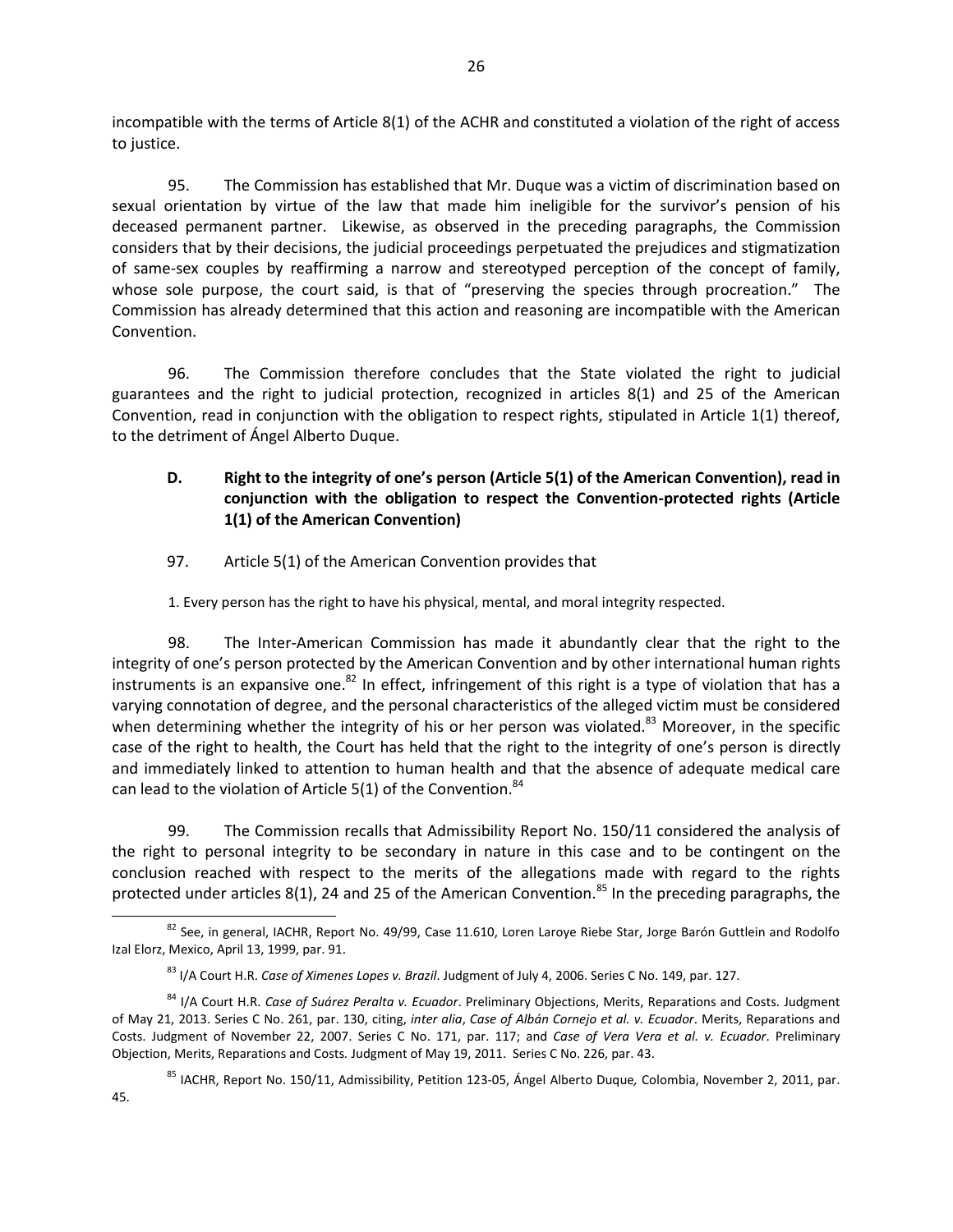incompatible with the terms of Article 8(1) of the ACHR and constituted a violation of the right of access to justice.

95. The Commission has established that Mr. Duque was a victim of discrimination based on sexual orientation by virtue of the law that made him ineligible for the survivor's pension of his deceased permanent partner. Likewise, as observed in the preceding paragraphs, the Commission considers that by their decisions, the judicial proceedings perpetuated the prejudices and stigmatization of same-sex couples by reaffirming a narrow and stereotyped perception of the concept of family, whose sole purpose, the court said, is that of "preserving the species through procreation." The Commission has already determined that this action and reasoning are incompatible with the American Convention.

96. The Commission therefore concludes that the State violated the right to judicial guarantees and the right to judicial protection, recognized in articles 8(1) and 25 of the American Convention, read in conjunction with the obligation to respect rights, stipulated in Article 1(1) thereof, to the detriment of Ángel Alberto Duque.

### D. Right to the integrity of one's person (Article 5(1) of the American Convention), read in conjunction with the obligation to respect the Convention-protected rights (Article 1(1) of the American Convention)

97. Article 5(1) of the American Convention provides that

> 1. Every person has the right to have his physical, mental, and moral integrity respected.

98. The Inter-American Commission has made it abundantly clear that the right to the integrity of one's person protected by the American Convention and by other international human rights instruments is an expansive one.[82] In effect, infringement of this right is a type of violation that has a varying connotation of degree, and the personal characteristics of the alleged victim must be considered when determining whether the integrity of his or her person was violated.[83] Moreover, in the specific case of the right to health, the Court has held that the right to the integrity of one's person is directly and immediately linked to attention to human health and that the absence of adequate medical care can lead to the violation of Article 5(1) of the Convention.[84]

99. The Commission recalls that Admissibility Report No. 150/11 considered the analysis of the right to personal integrity to be secondary in nature in this case and to be contingent on the conclusion reached with respect to the merits of the allegations made with regard to the rights protected under articles 8(1), 24 and 25 of the American Convention.[85] In the preceding paragraphs, the

---

[82] See, in general, IACHR, Report No. 49/99, Case 11.610, Loren Laroye Riebe Star, Jorge Barón Guttlein and Rodolfo Izal Elorz, Mexico, April 13, 1999, par. 91.

[83] I/A Court H.R. *Case of Ximenes Lopes v. Brazil*. Judgment of July 4, 2006. Series C No. 149, par. 127.

[84] I/A Court H.R. *Case of Suárez Peralta v. Ecuador*. Preliminary Objections, Merits, Reparations and Costs. Judgment of May 21, 2013. Series C No. 261, par. 130, citing, *inter alia*, *Case of Albán Cornejo et al. v. Ecuador*. Merits, Reparations and Costs. Judgment of November 22, 2007. Series C No. 171, par. 117; and *Case of Vera Vera et al. v. Ecuador*. Preliminary Objection, Merits, Reparations and Costs. Judgment of May 19, 2011. Series C No. 226, par. 43.

[85] IACHR, Report No. 150/11, Admissibility, Petition 123-05, Ángel Alberto Duque*,* Colombia, November 2, 2011, par. 45.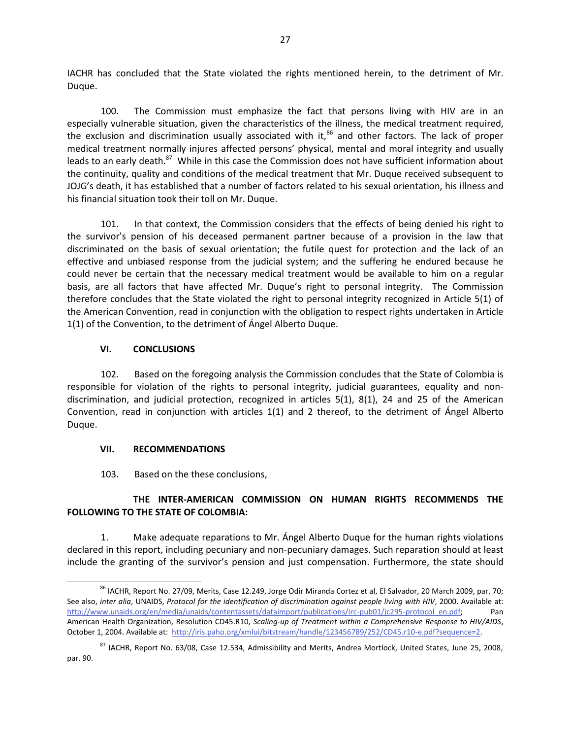IACHR has concluded that the State violated the rights mentioned herein, to the detriment of Mr. Duque.

100. The Commission must emphasize the fact that persons living with HIV are in an especially vulnerable situation, given the characteristics of the illness, the medical treatment required, the exclusion and discrimination usually associated with it,[86] and other factors. The lack of proper medical treatment normally injures affected persons' physical, mental and moral integrity and usually leads to an early death.[87] While in this case the Commission does not have sufficient information about the continuity, quality and conditions of the medical treatment that Mr. Duque received subsequent to JOJG's death, it has established that a number of factors related to his sexual orientation, his illness and his financial situation took their toll on Mr. Duque.

101. In that context, the Commission considers that the effects of being denied his right to the survivor's pension of his deceased permanent partner because of a provision in the law that discriminated on the basis of sexual orientation; the futile quest for protection and the lack of an effective and unbiased response from the judicial system; and the suffering he endured because he could never be certain that the necessary medical treatment would be available to him on a regular basis, are all factors that have affected Mr. Duque's right to personal integrity. The Commission therefore concludes that the State violated the right to personal integrity recognized in Article 5(1) of the American Convention, read in conjunction with the obligation to respect rights undertaken in Article 1(1) of the Convention, to the detriment of Ángel Alberto Duque.

## VI. CONCLUSIONS

102. Based on the foregoing analysis the Commission concludes that the State of Colombia is responsible for violation of the rights to personal integrity, judicial guarantees, equality and non-discrimination, and judicial protection, recognized in articles 5(1), 8(1), 24 and 25 of the American Convention, read in conjunction with articles 1(1) and 2 thereof, to the detriment of Ángel Alberto Duque.

## VII. RECOMMENDATIONS

103. Based on the these conclusions,

**THE INTER-AMERICAN COMMISSION ON HUMAN RIGHTS RECOMMENDS THE FOLLOWING TO THE STATE OF COLOMBIA:**

1. Make adequate reparations to Mr. Ángel Alberto Duque for the human rights violations declared in this report, including pecuniary and non-pecuniary damages. Such reparation should at least include the granting of the survivor's pension and just compensation. Furthermore, the state should

---

[86] IACHR, Report No. 27/09, Merits, Case 12.249, Jorge Odir Miranda Cortez et al, El Salvador, 20 March 2009, par. 70; See also, *inter alia*, UNAIDS, *Protocol for the identification of discrimination against people living with HIV*, 2000. Available at: http://www.unaids.org/en/media/unaids/contentassets/dataimport/publications/irc-pub01/jc295-protocol_en.pdf; Pan American Health Organization, Resolution CD45.R10, *Scaling-up of Treatment within a Comprehensive Response to HIV/AIDS*, October 1, 2004. Available at: http://iris.paho.org/xmlui/bitstream/handle/123456789/252/CD45.r10-e.pdf?sequence=2.

[87] IACHR, Report No. 63/08, Case 12.534, Admissibility and Merits, Andrea Mortlock, United States, June 25, 2008, par. 90.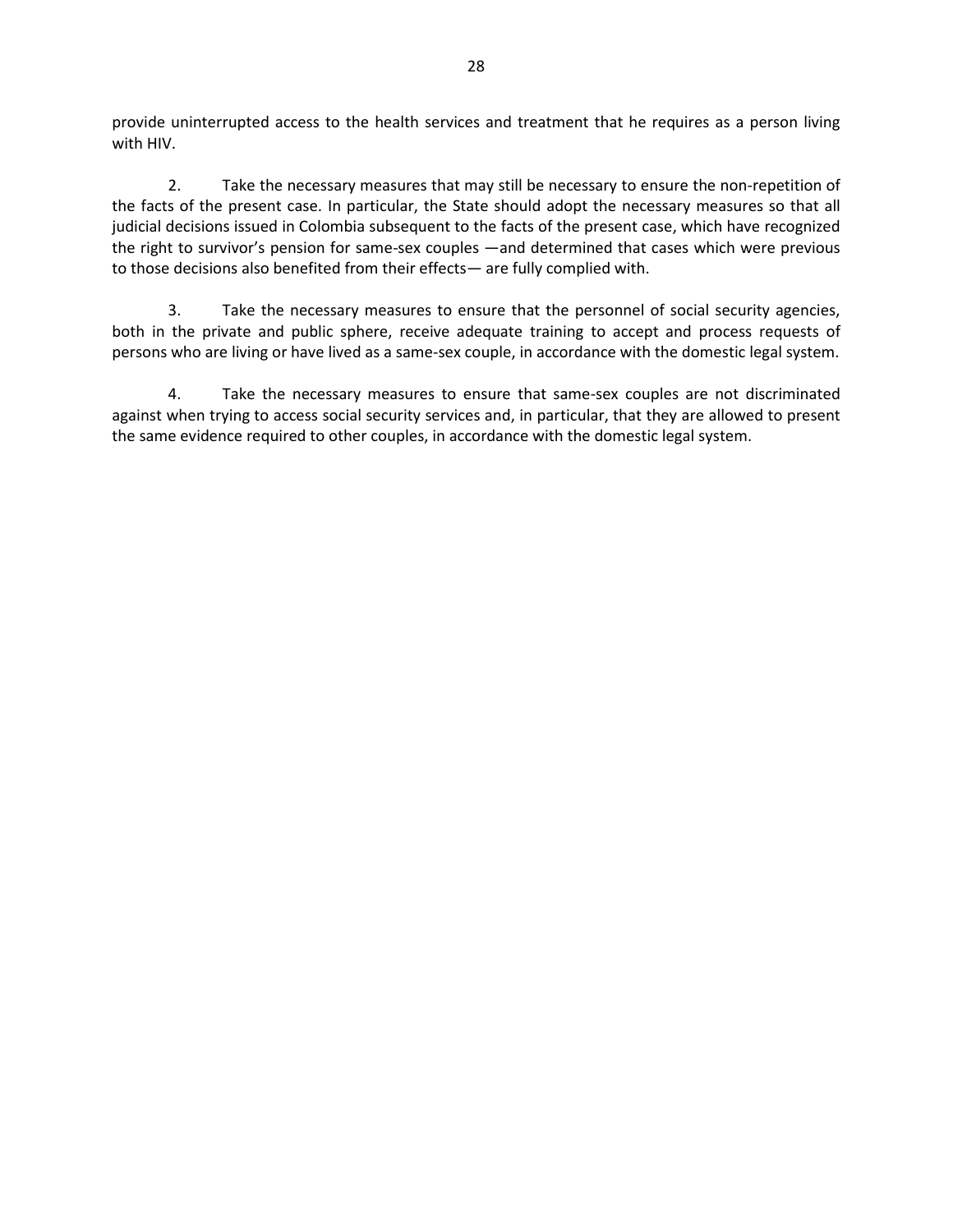provide uninterrupted access to the health services and treatment that he requires as a person living with HIV.

2. Take the necessary measures that may still be necessary to ensure the non-repetition of the facts of the present case. In particular, the State should adopt the necessary measures so that all judicial decisions issued in Colombia subsequent to the facts of the present case, which have recognized the right to survivor's pension for same-sex couples —and determined that cases which were previous to those decisions also benefited from their effects— are fully complied with.

3. Take the necessary measures to ensure that the personnel of social security agencies, both in the private and public sphere, receive adequate training to accept and process requests of persons who are living or have lived as a same-sex couple, in accordance with the domestic legal system.

4. Take the necessary measures to ensure that same-sex couples are not discriminated against when trying to access social security services and, in particular, that they are allowed to present the same evidence required to other couples, in accordance with the domestic legal system.